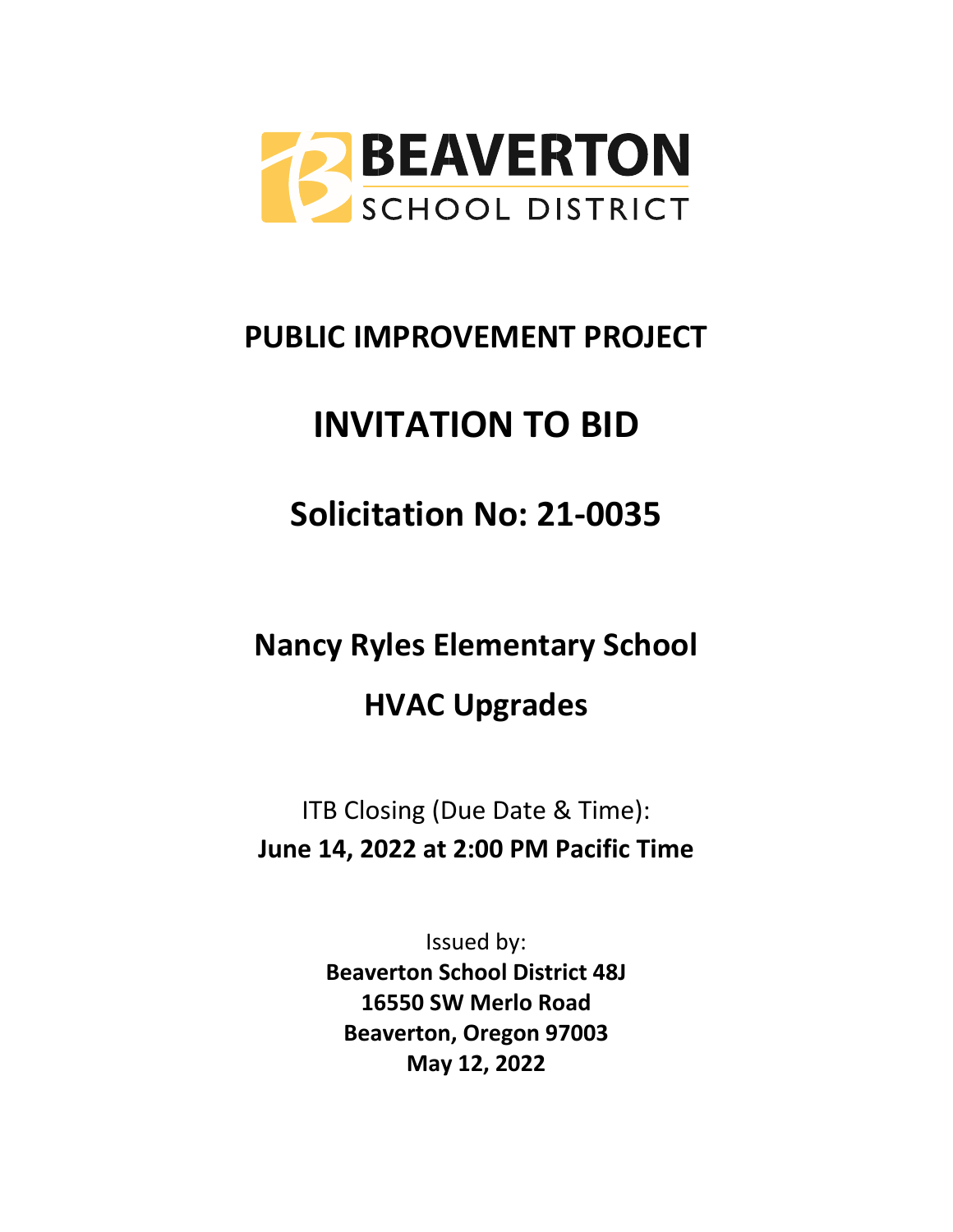# BEAVERTON SCHOOL DISTRICT

## PUBLIC IMPROVEMENT PROJECT

# INVITATION TO BID

## Solicitation No: 21-0035

## Nancy Ryles Elementary School

## HVAC Upgrades

ITB Closing (Due Date & Time):
**June 14, 2022 at 2:00 PM Pacific Time**

Issued by:
**Beaverton School District 48J**
**16550 SW Merlo Road**
**Beaverton, Oregon 97003**
**May 12, 2022**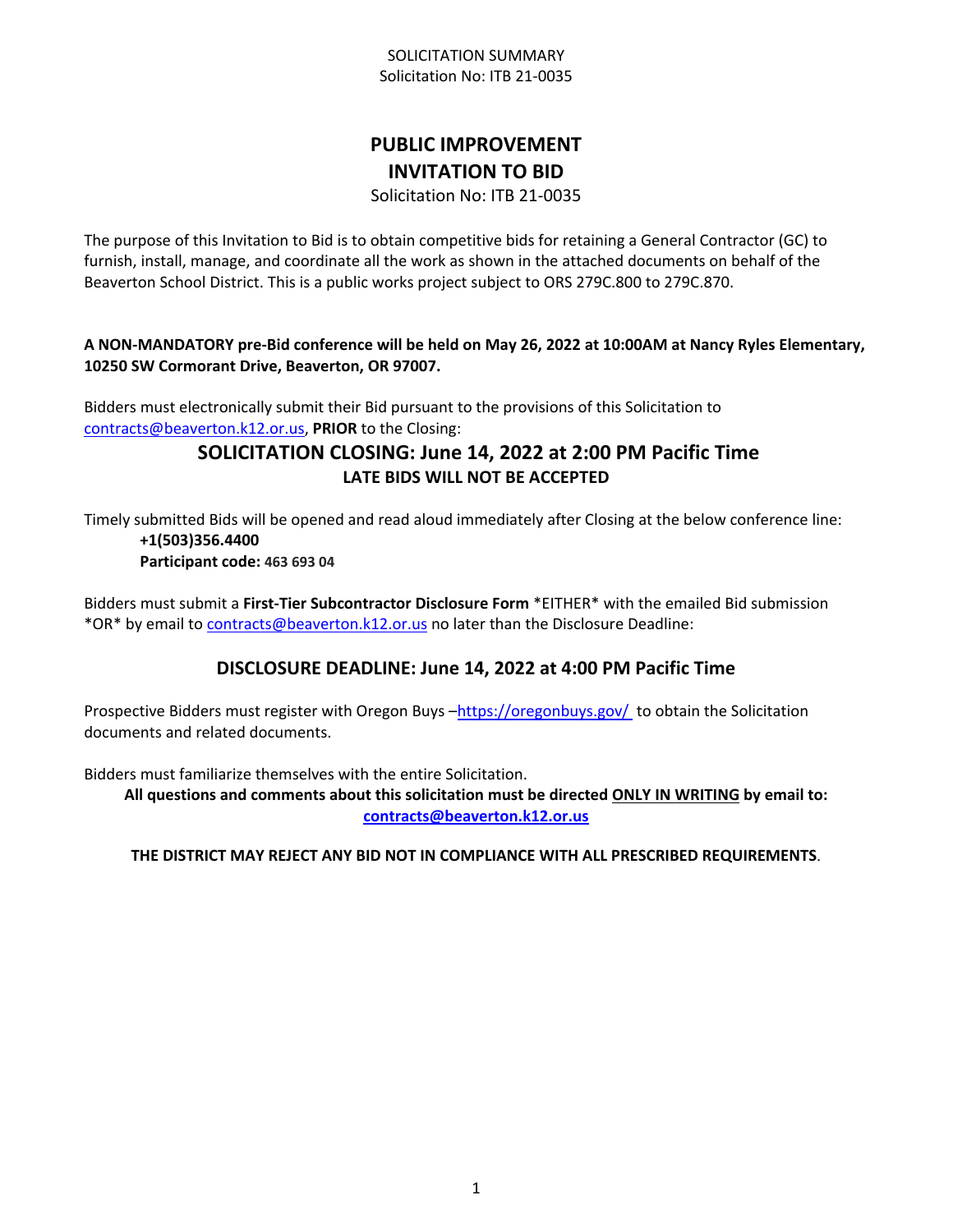SOLICITATION SUMMARY
Solicitation No: ITB 21-0035

# PUBLIC IMPROVEMENT
# INVITATION TO BID

Solicitation No: ITB 21-0035

The purpose of this Invitation to Bid is to obtain competitive bids for retaining a General Contractor (GC) to furnish, install, manage, and coordinate all the work as shown in the attached documents on behalf of the Beaverton School District. This is a public works project subject to ORS 279C.800 to 279C.870.

**A NON-MANDATORY pre-Bid conference will be held on May 26, 2022 at 10:00AM at Nancy Ryles Elementary, 10250 SW Cormorant Drive, Beaverton, OR 97007.**

Bidders must electronically submit their Bid pursuant to the provisions of this Solicitation to contracts@beaverton.k12.or.us, **PRIOR** to the Closing:

## SOLICITATION CLOSING: June 14, 2022 at 2:00 PM Pacific Time

**LATE BIDS WILL NOT BE ACCEPTED**

Timely submitted Bids will be opened and read aloud immediately after Closing at the below conference line:

**+1(503)356.4400**
**Participant code: 463 693 04**

Bidders must submit a **First-Tier Subcontractor Disclosure Form** *EITHER* with the emailed Bid submission *OR* by email to contracts@beaverton.k12.or.us no later than the Disclosure Deadline:

## DISCLOSURE DEADLINE: June 14, 2022 at 4:00 PM Pacific Time

Prospective Bidders must register with Oregon Buys –https://oregonbuys.gov/ to obtain the Solicitation documents and related documents.

Bidders must familiarize themselves with the entire Solicitation.

**All questions and comments about this solicitation must be directed ONLY IN WRITING by email to: contracts@beaverton.k12.or.us**

**THE DISTRICT MAY REJECT ANY BID NOT IN COMPLIANCE WITH ALL PRESCRIBED REQUIREMENTS**.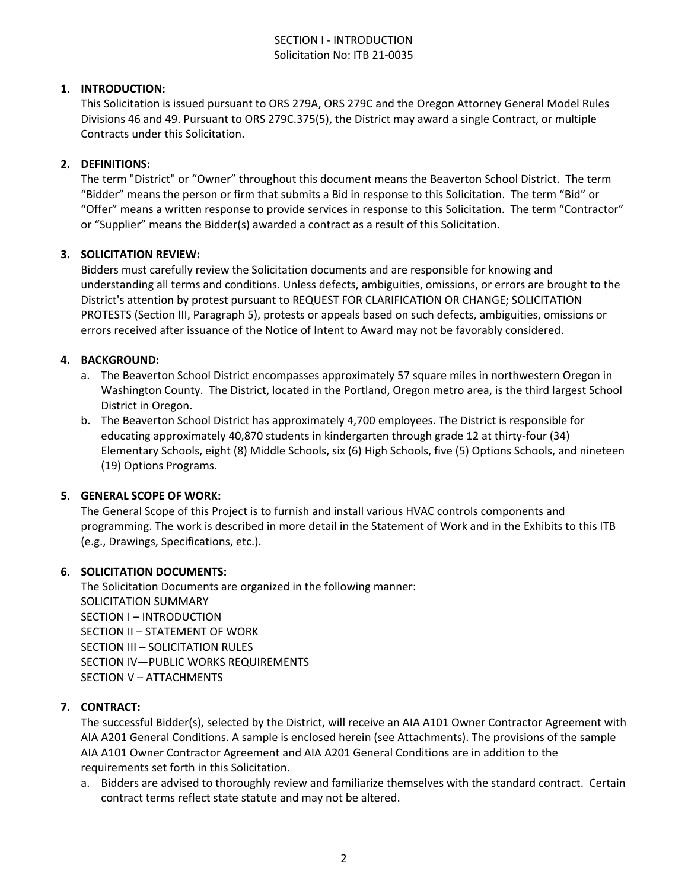# SECTION I - INTRODUCTION
## Solicitation No: ITB 21-0035

1. **INTRODUCTION:**
   This Solicitation is issued pursuant to ORS 279A, ORS 279C and the Oregon Attorney General Model Rules Divisions 46 and 49. Pursuant to ORS 279C.375(5), the District may award a single Contract, or multiple Contracts under this Solicitation.

2. **DEFINITIONS:**
   The term "District" or "Owner" throughout this document means the Beaverton School District. The term "Bidder" means the person or firm that submits a Bid in response to this Solicitation. The term "Bid" or "Offer" means a written response to provide services in response to this Solicitation. The term "Contractor" or "Supplier" means the Bidder(s) awarded a contract as a result of this Solicitation.

3. **SOLICITATION REVIEW:**
   Bidders must carefully review the Solicitation documents and are responsible for knowing and understanding all terms and conditions. Unless defects, ambiguities, omissions, or errors are brought to the District's attention by protest pursuant to REQUEST FOR CLARIFICATION OR CHANGE; SOLICITATION PROTESTS (Section III, Paragraph 5), protests or appeals based on such defects, ambiguities, omissions or errors received after issuance of the Notice of Intent to Award may not be favorably considered.

4. **BACKGROUND:**
   a. The Beaverton School District encompasses approximately 57 square miles in northwestern Oregon in Washington County. The District, located in the Portland, Oregon metro area, is the third largest School District in Oregon.
   b. The Beaverton School District has approximately 4,700 employees. The District is responsible for educating approximately 40,870 students in kindergarten through grade 12 at thirty-four (34) Elementary Schools, eight (8) Middle Schools, six (6) High Schools, five (5) Options Schools, and nineteen (19) Options Programs.

5. **GENERAL SCOPE OF WORK:**
   The General Scope of this Project is to furnish and install various HVAC controls components and programming. The work is described in more detail in the Statement of Work and in the Exhibits to this ITB (e.g., Drawings, Specifications, etc.).

6. **SOLICITATION DOCUMENTS:**
   The Solicitation Documents are organized in the following manner:
   SOLICITATION SUMMARY
   SECTION I – INTRODUCTION
   SECTION II – STATEMENT OF WORK
   SECTION III – SOLICITATION RULES
   SECTION IV—PUBLIC WORKS REQUIREMENTS
   SECTION V – ATTACHMENTS

7. **CONTRACT:**
   The successful Bidder(s), selected by the District, will receive an AIA A101 Owner Contractor Agreement with AIA A201 General Conditions. A sample is enclosed herein (see Attachments). The provisions of the sample AIA A101 Owner Contractor Agreement and AIA A201 General Conditions are in addition to the requirements set forth in this Solicitation.
   a. Bidders are advised to thoroughly review and familiarize themselves with the standard contract. Certain contract terms reflect state statute and may not be altered.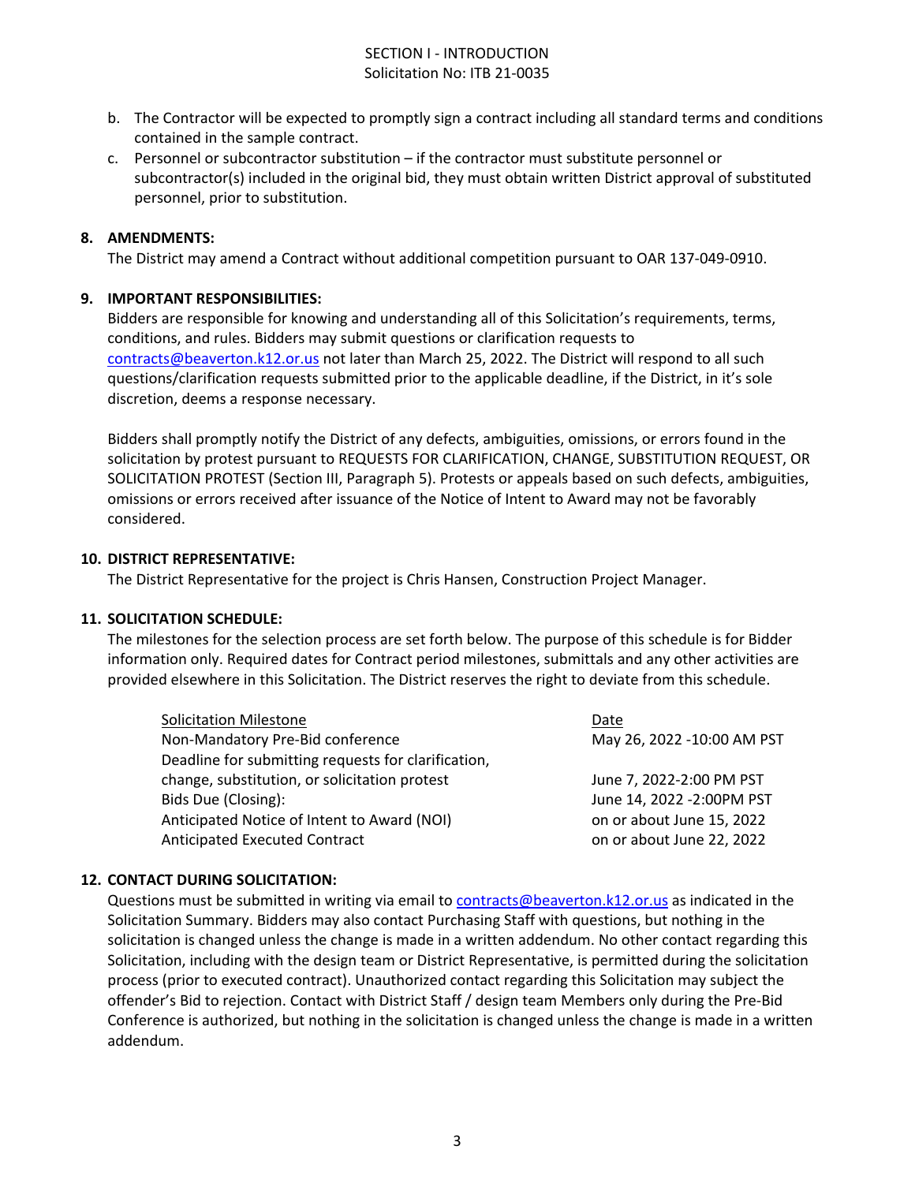- b. The Contractor will be expected to promptly sign a contract including all standard terms and conditions contained in the sample contract.
- c. Personnel or subcontractor substitution – if the contractor must substitute personnel or subcontractor(s) included in the original bid, they must obtain written District approval of substituted personnel, prior to substitution.

**8. AMENDMENTS:**

The District may amend a Contract without additional competition pursuant to OAR 137-049-0910.

**9. IMPORTANT RESPONSIBILITIES:**

Bidders are responsible for knowing and understanding all of this Solicitation's requirements, terms, conditions, and rules. Bidders may submit questions or clarification requests to contracts@beaverton.k12.or.us not later than March 25, 2022. The District will respond to all such questions/clarification requests submitted prior to the applicable deadline, if the District, in it's sole discretion, deems a response necessary.

Bidders shall promptly notify the District of any defects, ambiguities, omissions, or errors found in the solicitation by protest pursuant to REQUESTS FOR CLARIFICATION, CHANGE, SUBSTITUTION REQUEST, OR SOLICITATION PROTEST (Section III, Paragraph 5). Protests or appeals based on such defects, ambiguities, omissions or errors received after issuance of the Notice of Intent to Award may not be favorably considered.

**10. DISTRICT REPRESENTATIVE:**

The District Representative for the project is Chris Hansen, Construction Project Manager.

**11. SOLICITATION SCHEDULE:**

The milestones for the selection process are set forth below. The purpose of this schedule is for Bidder information only. Required dates for Contract period milestones, submittals and any other activities are provided elsewhere in this Solicitation. The District reserves the right to deviate from this schedule.

| Solicitation Milestone | Date |
|---|---|
| Non-Mandatory Pre-Bid conference | May 26, 2022 -10:00 AM PST |
| Deadline for submitting requests for clarification, change, substitution, or solicitation protest | June 7, 2022-2:00 PM PST |
| Bids Due (Closing): | June 14, 2022 -2:00PM PST |
| Anticipated Notice of Intent to Award (NOI) | on or about June 15, 2022 |
| Anticipated Executed Contract | on or about June 22, 2022 |

**12. CONTACT DURING SOLICITATION:**

Questions must be submitted in writing via email to contracts@beaverton.k12.or.us as indicated in the Solicitation Summary. Bidders may also contact Purchasing Staff with questions, but nothing in the solicitation is changed unless the change is made in a written addendum. No other contact regarding this Solicitation, including with the design team or District Representative, is permitted during the solicitation process (prior to executed contract). Unauthorized contact regarding this Solicitation may subject the offender's Bid to rejection. Contact with District Staff / design team Members only during the Pre-Bid Conference is authorized, but nothing in the solicitation is changed unless the change is made in a written addendum.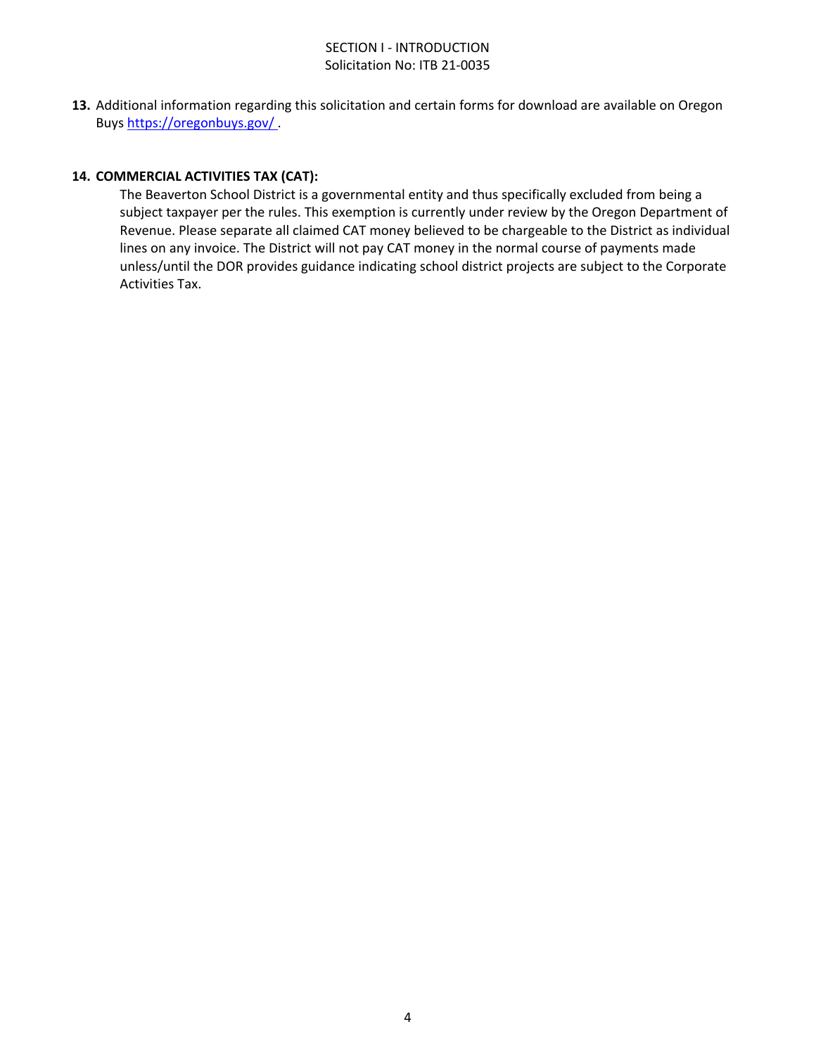13. Additional information regarding this solicitation and certain forms for download are available on Oregon Buys https://oregonbuys.gov/ .

14. **COMMERCIAL ACTIVITIES TAX (CAT):**

    The Beaverton School District is a governmental entity and thus specifically excluded from being a subject taxpayer per the rules. This exemption is currently under review by the Oregon Department of Revenue. Please separate all claimed CAT money believed to be chargeable to the District as individual lines on any invoice. The District will not pay CAT money in the normal course of payments made unless/until the DOR provides guidance indicating school district projects are subject to the Corporate Activities Tax.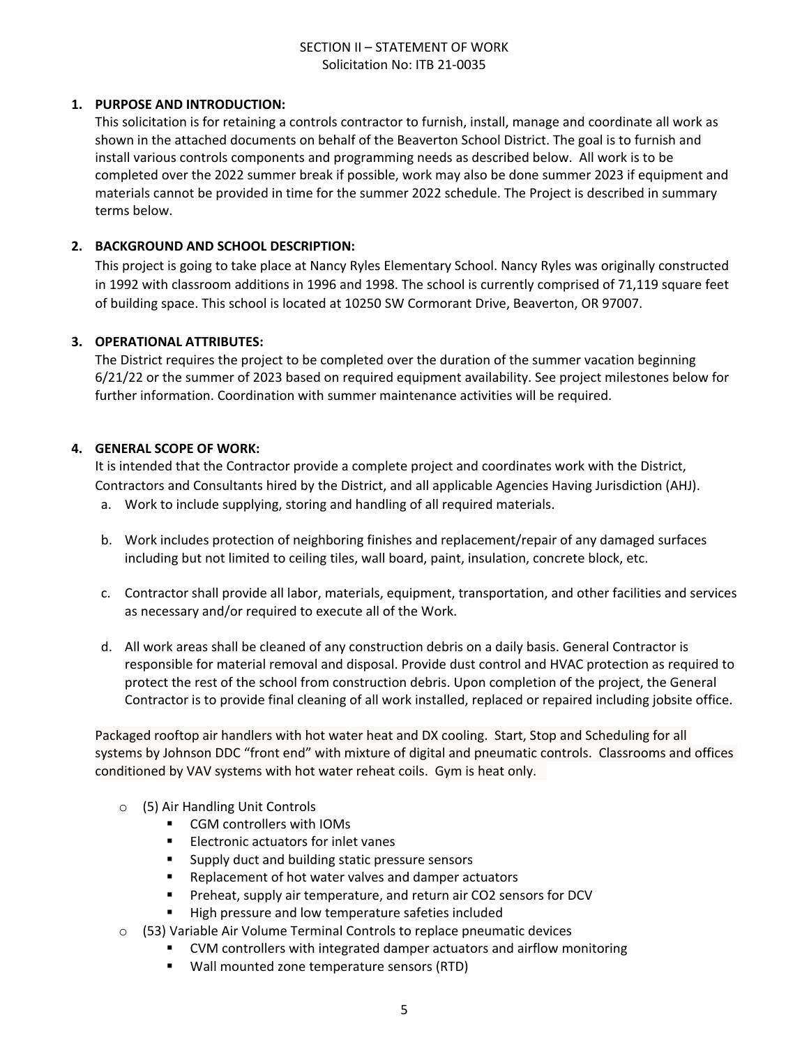SECTION II – STATEMENT OF WORK
Solicitation No: ITB 21-0035

**1. PURPOSE AND INTRODUCTION:**

This solicitation is for retaining a controls contractor to furnish, install, manage and coordinate all work as shown in the attached documents on behalf of the Beaverton School District. The goal is to furnish and install various controls components and programming needs as described below. All work is to be completed over the 2022 summer break if possible, work may also be done summer 2023 if equipment and materials cannot be provided in time for the summer 2022 schedule. The Project is described in summary terms below.

**2. BACKGROUND AND SCHOOL DESCRIPTION:**

This project is going to take place at Nancy Ryles Elementary School. Nancy Ryles was originally constructed in 1992 with classroom additions in 1996 and 1998. The school is currently comprised of 71,119 square feet of building space. This school is located at 10250 SW Cormorant Drive, Beaverton, OR 97007.

**3. OPERATIONAL ATTRIBUTES:**

The District requires the project to be completed over the duration of the summer vacation beginning 6/21/22 or the summer of 2023 based on required equipment availability. See project milestones below for further information. Coordination with summer maintenance activities will be required.

**4. GENERAL SCOPE OF WORK:**

It is intended that the Contractor provide a complete project and coordinates work with the District, Contractors and Consultants hired by the District, and all applicable Agencies Having Jurisdiction (AHJ).

a. Work to include supplying, storing and handling of all required materials.

b. Work includes protection of neighboring finishes and replacement/repair of any damaged surfaces including but not limited to ceiling tiles, wall board, paint, insulation, concrete block, etc.

c. Contractor shall provide all labor, materials, equipment, transportation, and other facilities and services as necessary and/or required to execute all of the Work.

d. All work areas shall be cleaned of any construction debris on a daily basis. General Contractor is responsible for material removal and disposal. Provide dust control and HVAC protection as required to protect the rest of the school from construction debris. Upon completion of the project, the General Contractor is to provide final cleaning of all work installed, replaced or repaired including jobsite office.

Packaged rooftop air handlers with hot water heat and DX cooling. Start, Stop and Scheduling for all systems by Johnson DDC "front end" with mixture of digital and pneumatic controls. Classrooms and offices conditioned by VAV systems with hot water reheat coils. Gym is heat only.

- (5) Air Handling Unit Controls
  - CGM controllers with IOMs
  - Electronic actuators for inlet vanes
  - Supply duct and building static pressure sensors
  - Replacement of hot water valves and damper actuators
  - Preheat, supply air temperature, and return air $CO_2$ sensors for DCV
  - High pressure and low temperature safeties included
- (53) Variable Air Volume Terminal Controls to replace pneumatic devices
  - CVM controllers with integrated damper actuators and airflow monitoring
  - Wall mounted zone temperature sensors (RTD)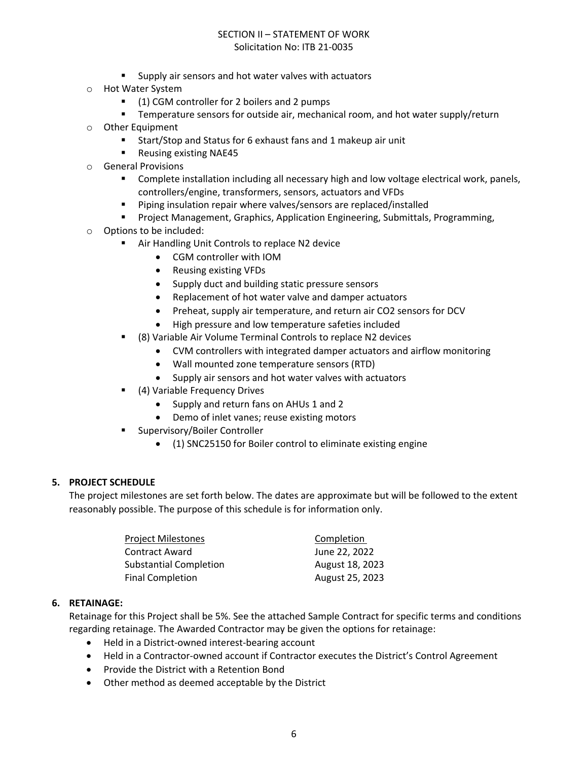- Supply air sensors and hot water valves with actuators
- Hot Water System
  - (1) CGM controller for 2 boilers and 2 pumps
  - Temperature sensors for outside air, mechanical room, and hot water supply/return
- Other Equipment
  - Start/Stop and Status for 6 exhaust fans and 1 makeup air unit
  - Reusing existing NAE45
- General Provisions
  - Complete installation including all necessary high and low voltage electrical work, panels, controllers/engine, transformers, sensors, actuators and VFDs
  - Piping insulation repair where valves/sensors are replaced/installed
  - Project Management, Graphics, Application Engineering, Submittals, Programming,
- Options to be included:
  - Air Handling Unit Controls to replace N2 device
    - CGM controller with IOM
    - Reusing existing VFDs
    - Supply duct and building static pressure sensors
    - Replacement of hot water valve and damper actuators
    - Preheat, supply air temperature, and return air $CO_2$ sensors for DCV
    - High pressure and low temperature safeties included
  - (8) Variable Air Volume Terminal Controls to replace N2 devices
    - CVM controllers with integrated damper actuators and airflow monitoring
    - Wall mounted zone temperature sensors (RTD)
    - Supply air sensors and hot water valves with actuators
  - (4) Variable Frequency Drives
    - Supply and return fans on AHUs 1 and 2
    - Demo of inlet vanes; reuse existing motors
  - Supervisory/Boiler Controller
    - (1) SNC25150 for Boiler control to eliminate existing engine

## 5. PROJECT SCHEDULE

The project milestones are set forth below. The dates are approximate but will be followed to the extent reasonably possible. The purpose of this schedule is for information only.

| Project Milestones | Completion |
|---|---|
| Contract Award | June 22, 2022 |
| Substantial Completion | August 18, 2023 |
| Final Completion | August 25, 2023 |

## 6. RETAINAGE:

Retainage for this Project shall be 5%. See the attached Sample Contract for specific terms and conditions regarding retainage. The Awarded Contractor may be given the options for retainage:

- Held in a District-owned interest-bearing account
- Held in a Contractor-owned account if Contractor executes the District's Control Agreement
- Provide the District with a Retention Bond
- Other method as deemed acceptable by the District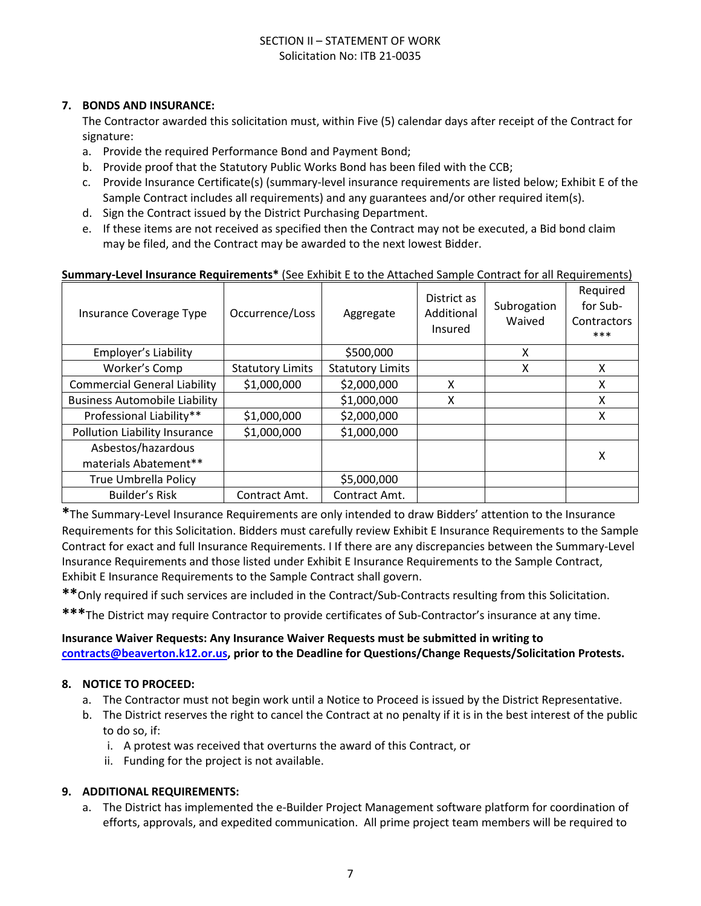SECTION II – STATEMENT OF WORK
Solicitation No: ITB 21-0035

## 7. BONDS AND INSURANCE:

The Contractor awarded this solicitation must, within Five (5) calendar days after receipt of the Contract for signature:

a. Provide the required Performance Bond and Payment Bond;
b. Provide proof that the Statutory Public Works Bond has been filed with the CCB;
c. Provide Insurance Certificate(s) (summary-level insurance requirements are listed below; Exhibit E of the Sample Contract includes all requirements) and any guarantees and/or other required item(s).
d. Sign the Contract issued by the District Purchasing Department.
e. If these items are not received as specified then the Contract may not be executed, a Bid bond claim may be filed, and the Contract may be awarded to the next lowest Bidder.

**Summary-Level Insurance Requirements*** (See Exhibit E to the Attached Sample Contract for all Requirements)

| Insurance Coverage Type | Occurrence/Loss | Aggregate | District as Additional Insured | Subrogation Waived | Required for Sub-Contractors *** |
|---|---|---|---|---|---|
| Employer's Liability | | $500,000 | | X | |
| Worker's Comp | Statutory Limits | Statutory Limits | | X | X |
| Commercial General Liability | $1,000,000 | $2,000,000 | X | | X |
| Business Automobile Liability | | $1,000,000 | X | | X |
| Professional Liability** | $1,000,000 | $2,000,000 | | | X |
| Pollution Liability Insurance | $1,000,000 | $1,000,000 | | | |
| Asbestos/hazardous materials Abatement** | | | | | X |
| True Umbrella Policy | | $5,000,000 | | | |
| Builder's Risk | Contract Amt. | Contract Amt. | | | |

**\***The Summary-Level Insurance Requirements are only intended to draw Bidders' attention to the Insurance Requirements for this Solicitation. Bidders must carefully review Exhibit E Insurance Requirements to the Sample Contract for exact and full Insurance Requirements. I If there are any discrepancies between the Summary-Level Insurance Requirements and those listed under Exhibit E Insurance Requirements to the Sample Contract, Exhibit E Insurance Requirements to the Sample Contract shall govern.

**\*\***Only required if such services are included in the Contract/Sub-Contracts resulting from this Solicitation.

**\*\*\***The District may require Contractor to provide certificates of Sub-Contractor's insurance at any time.

**Insurance Waiver Requests: Any Insurance Waiver Requests must be submitted in writing to [contracts@beaverton.k12.or.us](mailto:contracts@beaverton.k12.or.us), prior to the Deadline for Questions/Change Requests/Solicitation Protests.**

## 8. NOTICE TO PROCEED:

a. The Contractor must not begin work until a Notice to Proceed is issued by the District Representative.
b. The District reserves the right to cancel the Contract at no penalty if it is in the best interest of the public to do so, if:
   i. A protest was received that overturns the award of this Contract, or
   ii. Funding for the project is not available.

## 9. ADDITIONAL REQUIREMENTS:

a. The District has implemented the e-Builder Project Management software platform for coordination of efforts, approvals, and expedited communication. All prime project team members will be required to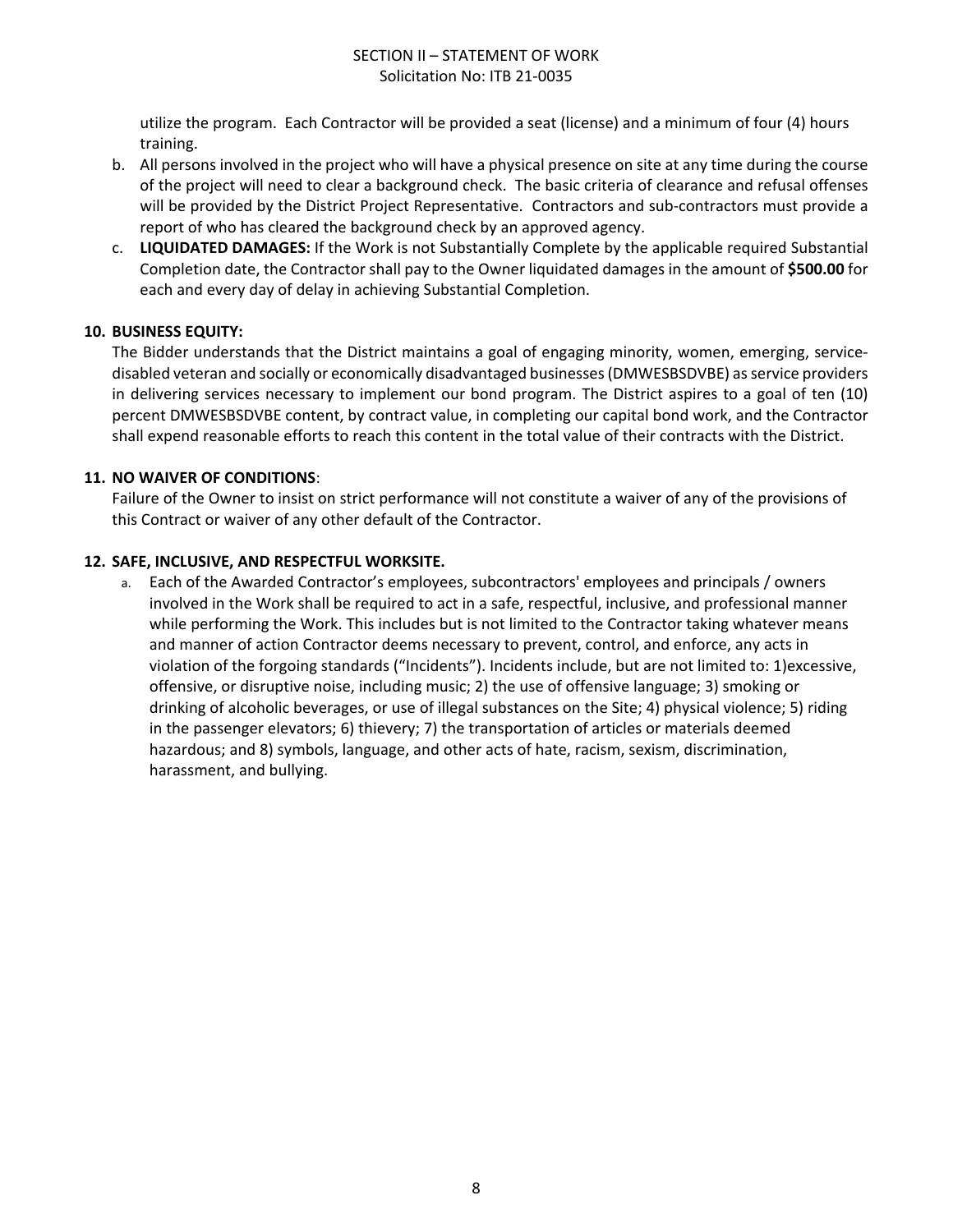utilize the program. Each Contractor will be provided a seat (license) and a minimum of four (4) hours training.

b. All persons involved in the project who will have a physical presence on site at any time during the course of the project will need to clear a background check. The basic criteria of clearance and refusal offenses will be provided by the District Project Representative. Contractors and sub-contractors must provide a report of who has cleared the background check by an approved agency.

c. **LIQUIDATED DAMAGES:** If the Work is not Substantially Complete by the applicable required Substantial Completion date, the Contractor shall pay to the Owner liquidated damages in the amount of **$500.00** for each and every day of delay in achieving Substantial Completion.

**10. BUSINESS EQUITY:**

The Bidder understands that the District maintains a goal of engaging minority, women, emerging, service-disabled veteran and socially or economically disadvantaged businesses (DMWESBSDVBE) as service providers in delivering services necessary to implement our bond program. The District aspires to a goal of ten (10) percent DMWESBSDVBE content, by contract value, in completing our capital bond work, and the Contractor shall expend reasonable efforts to reach this content in the total value of their contracts with the District.

**11. NO WAIVER OF CONDITIONS**:

Failure of the Owner to insist on strict performance will not constitute a waiver of any of the provisions of this Contract or waiver of any other default of the Contractor.

**12. SAFE, INCLUSIVE, AND RESPECTFUL WORKSITE.**

a. Each of the Awarded Contractor's employees, subcontractors' employees and principals / owners involved in the Work shall be required to act in a safe, respectful, inclusive, and professional manner while performing the Work. This includes but is not limited to the Contractor taking whatever means and manner of action Contractor deems necessary to prevent, control, and enforce, any acts in violation of the forgoing standards ("Incidents"). Incidents include, but are not limited to: 1)excessive, offensive, or disruptive noise, including music; 2) the use of offensive language; 3) smoking or drinking of alcoholic beverages, or use of illegal substances on the Site; 4) physical violence; 5) riding in the passenger elevators; 6) thievery; 7) the transportation of articles or materials deemed hazardous; and 8) symbols, language, and other acts of hate, racism, sexism, discrimination, harassment, and bullying.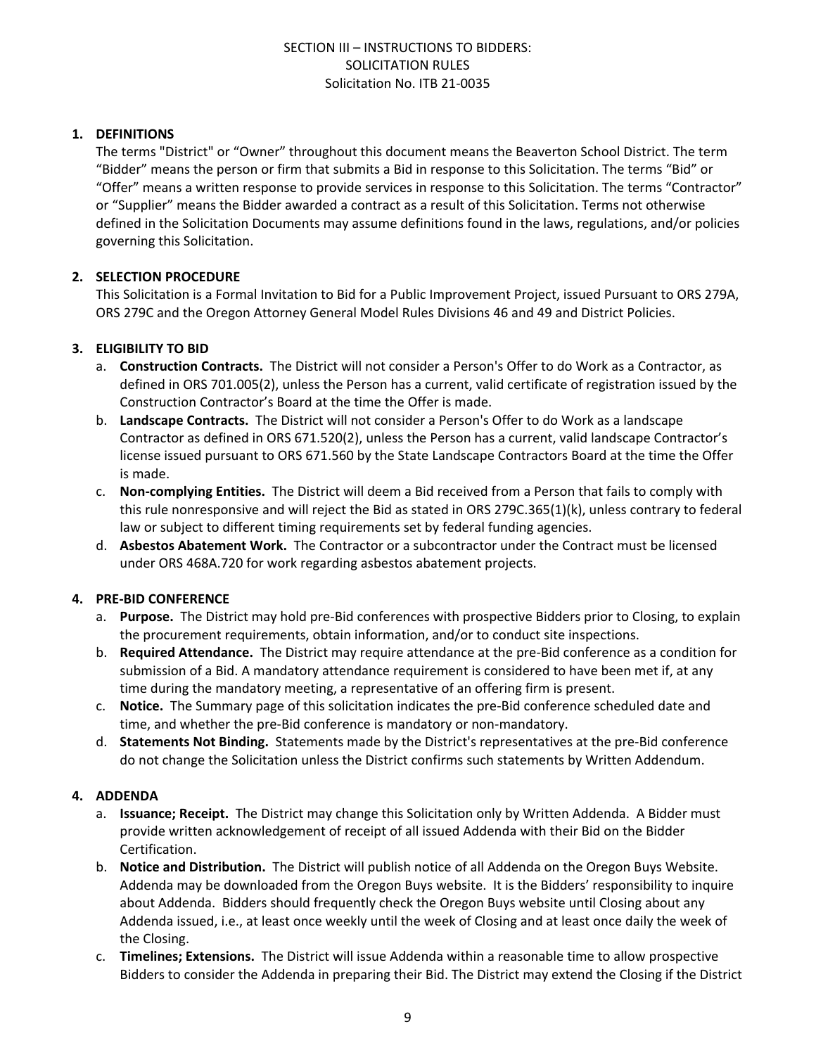SECTION III – INSTRUCTIONS TO BIDDERS:
SOLICITATION RULES
Solicitation No. ITB 21-0035

1. **DEFINITIONS**
   The terms "District" or "Owner" throughout this document means the Beaverton School District. The term "Bidder" means the person or firm that submits a Bid in response to this Solicitation. The terms "Bid" or "Offer" means a written response to provide services in response to this Solicitation. The terms "Contractor" or "Supplier" means the Bidder awarded a contract as a result of this Solicitation. Terms not otherwise defined in the Solicitation Documents may assume definitions found in the laws, regulations, and/or policies governing this Solicitation.

2. **SELECTION PROCEDURE**
   This Solicitation is a Formal Invitation to Bid for a Public Improvement Project, issued Pursuant to ORS 279A, ORS 279C and the Oregon Attorney General Model Rules Divisions 46 and 49 and District Policies.

3. **ELIGIBILITY TO BID**
   a. **Construction Contracts.** The District will not consider a Person's Offer to do Work as a Contractor, as defined in ORS 701.005(2), unless the Person has a current, valid certificate of registration issued by the Construction Contractor's Board at the time the Offer is made.
   b. **Landscape Contracts.** The District will not consider a Person's Offer to do Work as a landscape Contractor as defined in ORS 671.520(2), unless the Person has a current, valid landscape Contractor's license issued pursuant to ORS 671.560 by the State Landscape Contractors Board at the time the Offer is made.
   c. **Non-complying Entities.** The District will deem a Bid received from a Person that fails to comply with this rule nonresponsive and will reject the Bid as stated in ORS 279C.365(1)(k), unless contrary to federal law or subject to different timing requirements set by federal funding agencies.
   d. **Asbestos Abatement Work.** The Contractor or a subcontractor under the Contract must be licensed under ORS 468A.720 for work regarding asbestos abatement projects.

4. **PRE-BID CONFERENCE**
   a. **Purpose.** The District may hold pre-Bid conferences with prospective Bidders prior to Closing, to explain the procurement requirements, obtain information, and/or to conduct site inspections.
   b. **Required Attendance.** The District may require attendance at the pre-Bid conference as a condition for submission of a Bid. A mandatory attendance requirement is considered to have been met if, at any time during the mandatory meeting, a representative of an offering firm is present.
   c. **Notice.** The Summary page of this solicitation indicates the pre-Bid conference scheduled date and time, and whether the pre-Bid conference is mandatory or non-mandatory.
   d. **Statements Not Binding.** Statements made by the District's representatives at the pre-Bid conference do not change the Solicitation unless the District confirms such statements by Written Addendum.

4. **ADDENDA**
   a. **Issuance; Receipt.** The District may change this Solicitation only by Written Addenda. A Bidder must provide written acknowledgement of receipt of all issued Addenda with their Bid on the Bidder Certification.
   b. **Notice and Distribution.** The District will publish notice of all Addenda on the Oregon Buys Website. Addenda may be downloaded from the Oregon Buys website. It is the Bidders' responsibility to inquire about Addenda. Bidders should frequently check the Oregon Buys website until Closing about any Addenda issued, i.e., at least once weekly until the week of Closing and at least once daily the week of the Closing.
   c. **Timelines; Extensions.** The District will issue Addenda within a reasonable time to allow prospective Bidders to consider the Addenda in preparing their Bid. The District may extend the Closing if the District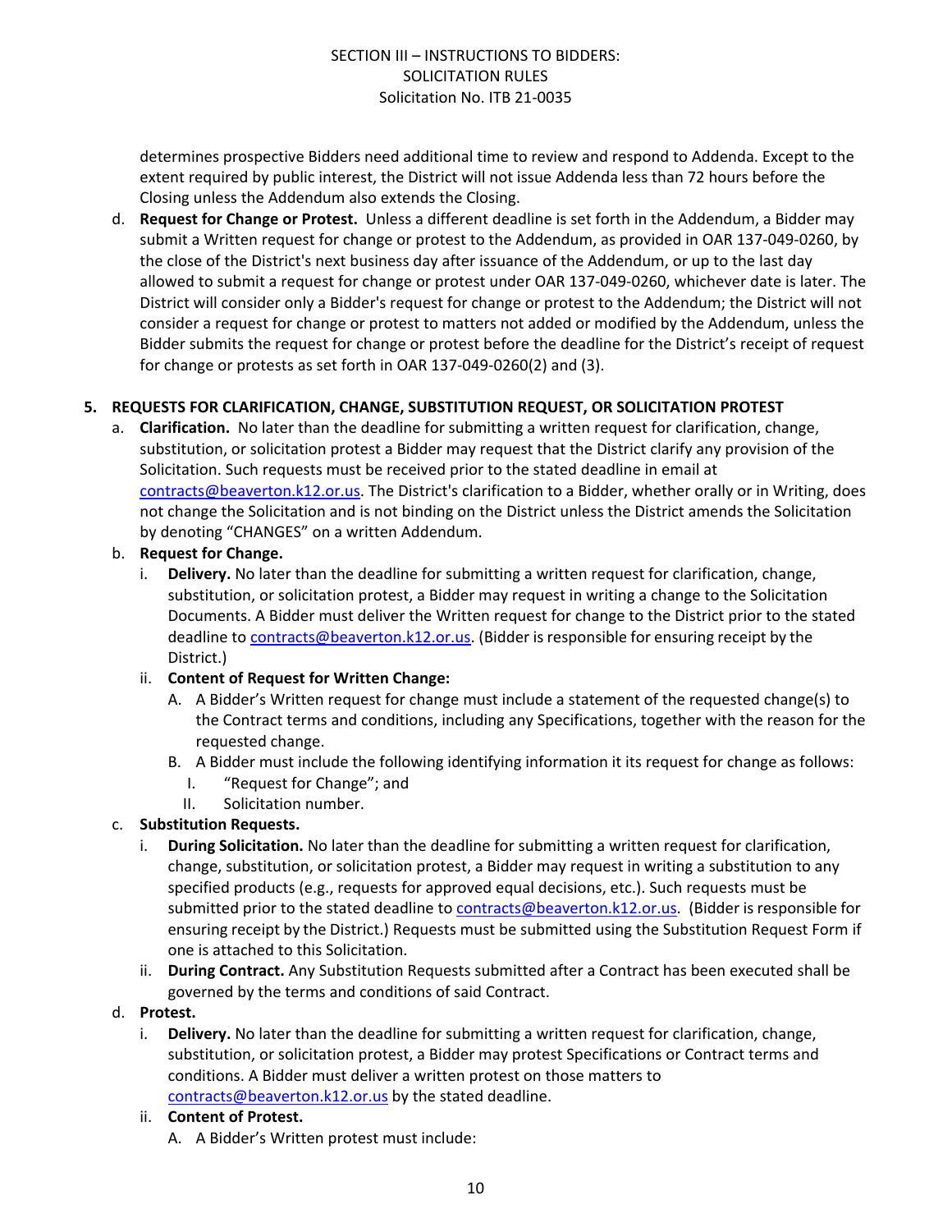determines prospective Bidders need additional time to review and respond to Addenda. Except to the extent required by public interest, the District will not issue Addenda less than 72 hours before the Closing unless the Addendum also extends the Closing.

d. **Request for Change or Protest.** Unless a different deadline is set forth in the Addendum, a Bidder may submit a Written request for change or protest to the Addendum, as provided in OAR 137-049-0260, by the close of the District's next business day after issuance of the Addendum, or up to the last day allowed to submit a request for change or protest under OAR 137-049-0260, whichever date is later. The District will consider only a Bidder's request for change or protest to the Addendum; the District will not consider a request for change or protest to matters not added or modified by the Addendum, unless the Bidder submits the request for change or protest before the deadline for the District's receipt of request for change or protests as set forth in OAR 137-049-0260(2) and (3).

**5. REQUESTS FOR CLARIFICATION, CHANGE, SUBSTITUTION REQUEST, OR SOLICITATION PROTEST**

a. **Clarification.** No later than the deadline for submitting a written request for clarification, change, substitution, or solicitation protest a Bidder may request that the District clarify any provision of the Solicitation. Such requests must be received prior to the stated deadline in email at contracts@beaverton.k12.or.us. The District's clarification to a Bidder, whether orally or in Writing, does not change the Solicitation and is not binding on the District unless the District amends the Solicitation by denoting "CHANGES" on a written Addendum.

b. **Request for Change.**
   - i. **Delivery.** No later than the deadline for submitting a written request for clarification, change, substitution, or solicitation protest, a Bidder may request in writing a change to the Solicitation Documents. A Bidder must deliver the Written request for change to the District prior to the stated deadline to contracts@beaverton.k12.or.us. (Bidder is responsible for ensuring receipt by the District.)
   - ii. **Content of Request for Written Change:**
     - A. A Bidder's Written request for change must include a statement of the requested change(s) to the Contract terms and conditions, including any Specifications, together with the reason for the requested change.
     - B. A Bidder must include the following identifying information it its request for change as follows:
       - I. "Request for Change"; and
       - II. Solicitation number.

c. **Substitution Requests.**
   - i. **During Solicitation.** No later than the deadline for submitting a written request for clarification, change, substitution, or solicitation protest, a Bidder may request in writing a substitution to any specified products (e.g., requests for approved equal decisions, etc.). Such requests must be submitted prior to the stated deadline to contracts@beaverton.k12.or.us. (Bidder is responsible for ensuring receipt by the District.) Requests must be submitted using the Substitution Request Form if one is attached to this Solicitation.
   - ii. **During Contract.** Any Substitution Requests submitted after a Contract has been executed shall be governed by the terms and conditions of said Contract.

d. **Protest.**
   - i. **Delivery.** No later than the deadline for submitting a written request for clarification, change, substitution, or solicitation protest, a Bidder may protest Specifications or Contract terms and conditions. A Bidder must deliver a written protest on those matters to contracts@beaverton.k12.or.us by the stated deadline.
   - ii. **Content of Protest.**
     - A. A Bidder's Written protest must include: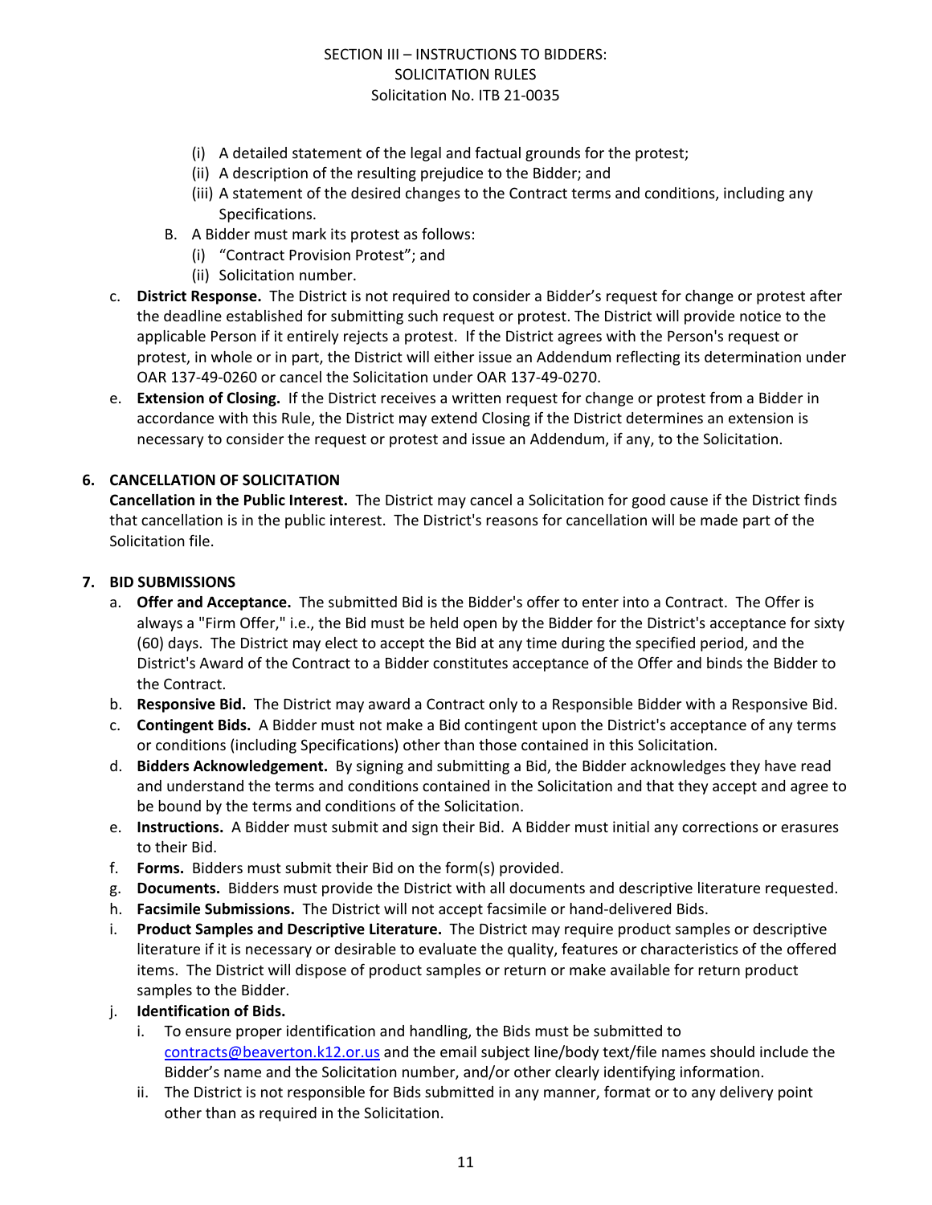(i) A detailed statement of the legal and factual grounds for the protest;
(ii) A description of the resulting prejudice to the Bidder; and
(iii) A statement of the desired changes to the Contract terms and conditions, including any Specifications.

B. A Bidder must mark its protest as follows:
(i) "Contract Provision Protest"; and
(ii) Solicitation number.

c. **District Response.** The District is not required to consider a Bidder's request for change or protest after the deadline established for submitting such request or protest. The District will provide notice to the applicable Person if it entirely rejects a protest. If the District agrees with the Person's request or protest, in whole or in part, the District will either issue an Addendum reflecting its determination under OAR 137-49-0260 or cancel the Solicitation under OAR 137-49-0270.

e. **Extension of Closing.** If the District receives a written request for change or protest from a Bidder in accordance with this Rule, the District may extend Closing if the District determines an extension is necessary to consider the request or protest and issue an Addendum, if any, to the Solicitation.

**6. CANCELLATION OF SOLICITATION**

**Cancellation in the Public Interest.** The District may cancel a Solicitation for good cause if the District finds that cancellation is in the public interest. The District's reasons for cancellation will be made part of the Solicitation file.

**7. BID SUBMISSIONS**

a. **Offer and Acceptance.** The submitted Bid is the Bidder's offer to enter into a Contract. The Offer is always a "Firm Offer," i.e., the Bid must be held open by the Bidder for the District's acceptance for sixty (60) days. The District may elect to accept the Bid at any time during the specified period, and the District's Award of the Contract to a Bidder constitutes acceptance of the Offer and binds the Bidder to the Contract.

b. **Responsive Bid.** The District may award a Contract only to a Responsible Bidder with a Responsive Bid.

c. **Contingent Bids.** A Bidder must not make a Bid contingent upon the District's acceptance of any terms or conditions (including Specifications) other than those contained in this Solicitation.

d. **Bidders Acknowledgement.** By signing and submitting a Bid, the Bidder acknowledges they have read and understand the terms and conditions contained in the Solicitation and that they accept and agree to be bound by the terms and conditions of the Solicitation.

e. **Instructions.** A Bidder must submit and sign their Bid. A Bidder must initial any corrections or erasures to their Bid.

f. **Forms.** Bidders must submit their Bid on the form(s) provided.

g. **Documents.** Bidders must provide the District with all documents and descriptive literature requested.

h. **Facsimile Submissions.** The District will not accept facsimile or hand-delivered Bids.

i. **Product Samples and Descriptive Literature.** The District may require product samples or descriptive literature if it is necessary or desirable to evaluate the quality, features or characteristics of the offered items. The District will dispose of product samples or return or make available for return product samples to the Bidder.

j. **Identification of Bids.**

i. To ensure proper identification and handling, the Bids must be submitted to contracts@beaverton.k12.or.us and the email subject line/body text/file names should include the Bidder's name and the Solicitation number, and/or other clearly identifying information.

ii. The District is not responsible for Bids submitted in any manner, format or to any delivery point other than as required in the Solicitation.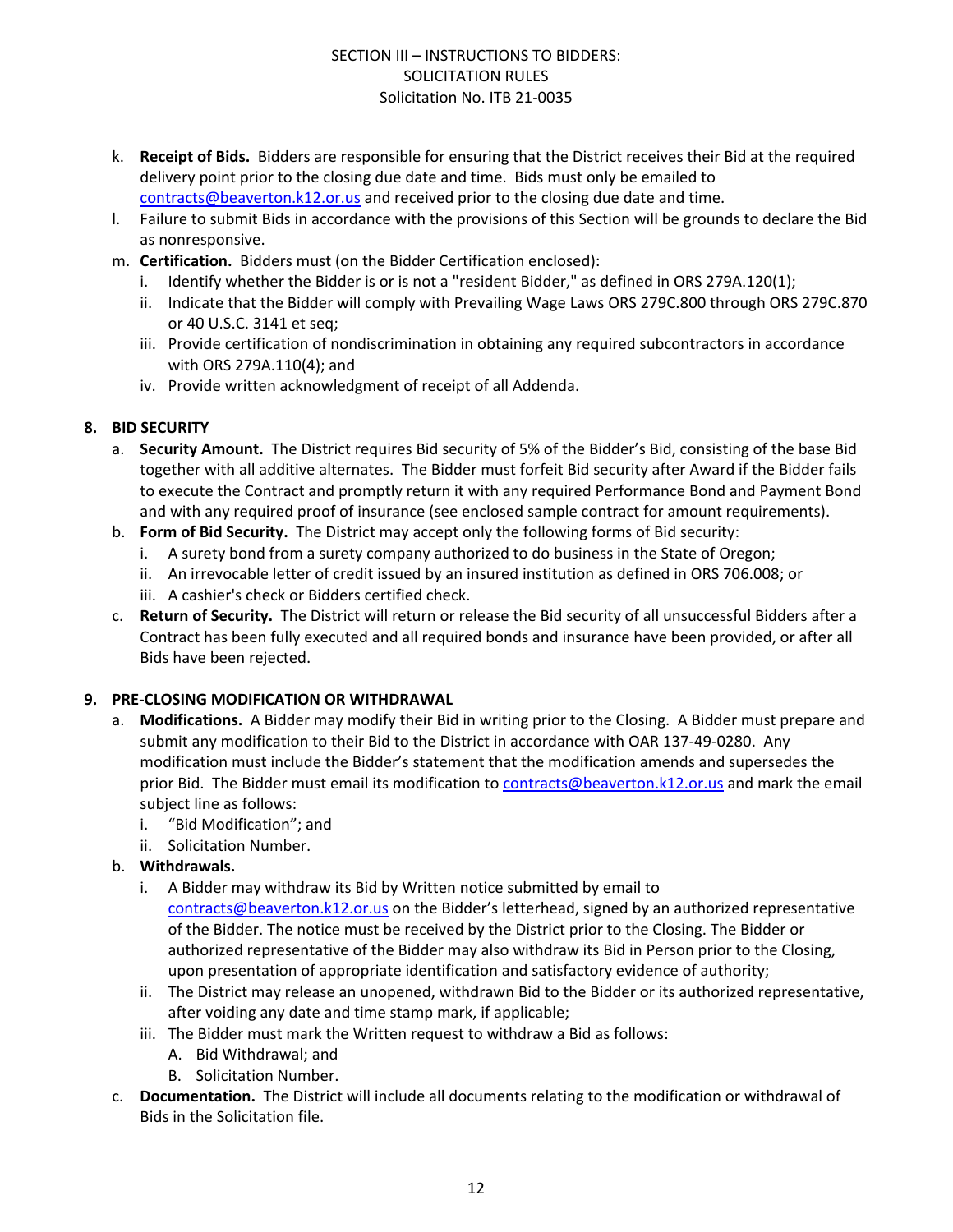k. **Receipt of Bids.** Bidders are responsible for ensuring that the District receives their Bid at the required delivery point prior to the closing due date and time. Bids must only be emailed to contracts@beaverton.k12.or.us and received prior to the closing due date and time.

l. Failure to submit Bids in accordance with the provisions of this Section will be grounds to declare the Bid as nonresponsive.

m. **Certification.** Bidders must (on the Bidder Certification enclosed):
   i. Identify whether the Bidder is or is not a "resident Bidder," as defined in ORS 279A.120(1);
   ii. Indicate that the Bidder will comply with Prevailing Wage Laws ORS 279C.800 through ORS 279C.870 or 40 U.S.C. 3141 et seq;
   iii. Provide certification of nondiscrimination in obtaining any required subcontractors in accordance with ORS 279A.110(4); and
   iv. Provide written acknowledgment of receipt of all Addenda.

## 8. BID SECURITY

a. **Security Amount.** The District requires Bid security of 5% of the Bidder's Bid, consisting of the base Bid together with all additive alternates. The Bidder must forfeit Bid security after Award if the Bidder fails to execute the Contract and promptly return it with any required Performance Bond and Payment Bond and with any required proof of insurance (see enclosed sample contract for amount requirements).

b. **Form of Bid Security.** The District may accept only the following forms of Bid security:
   i. A surety bond from a surety company authorized to do business in the State of Oregon;
   ii. An irrevocable letter of credit issued by an insured institution as defined in ORS 706.008; or
   iii. A cashier's check or Bidders certified check.

c. **Return of Security.** The District will return or release the Bid security of all unsuccessful Bidders after a Contract has been fully executed and all required bonds and insurance have been provided, or after all Bids have been rejected.

## 9. PRE-CLOSING MODIFICATION OR WITHDRAWAL

a. **Modifications.** A Bidder may modify their Bid in writing prior to the Closing. A Bidder must prepare and submit any modification to their Bid to the District in accordance with OAR 137-49-0280. Any modification must include the Bidder's statement that the modification amends and supersedes the prior Bid. The Bidder must email its modification to contracts@beaverton.k12.or.us and mark the email subject line as follows:
   i. "Bid Modification"; and
   ii. Solicitation Number.

b. **Withdrawals.**
   i. A Bidder may withdraw its Bid by Written notice submitted by email to contracts@beaverton.k12.or.us on the Bidder's letterhead, signed by an authorized representative of the Bidder. The notice must be received by the District prior to the Closing. The Bidder or authorized representative of the Bidder may also withdraw its Bid in Person prior to the Closing, upon presentation of appropriate identification and satisfactory evidence of authority;
   ii. The District may release an unopened, withdrawn Bid to the Bidder or its authorized representative, after voiding any date and time stamp mark, if applicable;
   iii. The Bidder must mark the Written request to withdraw a Bid as follows:
      A. Bid Withdrawal; and
      B. Solicitation Number.

c. **Documentation.** The District will include all documents relating to the modification or withdrawal of Bids in the Solicitation file.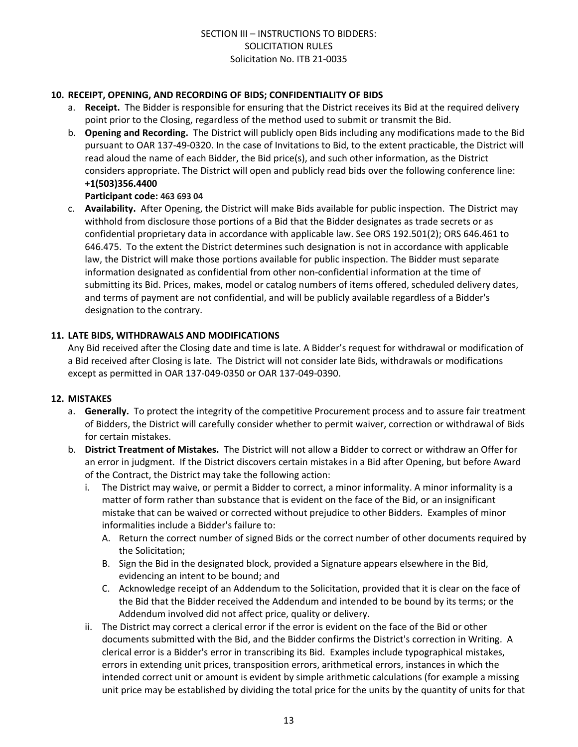## 10. RECEIPT, OPENING, AND RECORDING OF BIDS; CONFIDENTIALITY OF BIDS

a. **Receipt.** The Bidder is responsible for ensuring that the District receives its Bid at the required delivery point prior to the Closing, regardless of the method used to submit or transmit the Bid.

b. **Opening and Recording.** The District will publicly open Bids including any modifications made to the Bid pursuant to OAR 137-49-0320. In the case of Invitations to Bid, to the extent practicable, the District will read aloud the name of each Bidder, the Bid price(s), and such other information, as the District considers appropriate. The District will open and publicly read bids over the following conference line:
**+1(503)356.4400**
**Participant code: 463 693 04**

c. **Availability.** After Opening, the District will make Bids available for public inspection. The District may withhold from disclosure those portions of a Bid that the Bidder designates as trade secrets or as confidential proprietary data in accordance with applicable law. See ORS 192.501(2); ORS 646.461 to 646.475. To the extent the District determines such designation is not in accordance with applicable law, the District will make those portions available for public inspection. The Bidder must separate information designated as confidential from other non-confidential information at the time of submitting its Bid. Prices, makes, model or catalog numbers of items offered, scheduled delivery dates, and terms of payment are not confidential, and will be publicly available regardless of a Bidder's designation to the contrary.

## 11. LATE BIDS, WITHDRAWALS AND MODIFICATIONS

Any Bid received after the Closing date and time is late. A Bidder's request for withdrawal or modification of a Bid received after Closing is late. The District will not consider late Bids, withdrawals or modifications except as permitted in OAR 137-049-0350 or OAR 137-049-0390.

## 12. MISTAKES

a. **Generally.** To protect the integrity of the competitive Procurement process and to assure fair treatment of Bidders, the District will carefully consider whether to permit waiver, correction or withdrawal of Bids for certain mistakes.

b. **District Treatment of Mistakes.** The District will not allow a Bidder to correct or withdraw an Offer for an error in judgment. If the District discovers certain mistakes in a Bid after Opening, but before Award of the Contract, the District may take the following action:

   i. The District may waive, or permit a Bidder to correct, a minor informality. A minor informality is a matter of form rather than substance that is evident on the face of the Bid, or an insignificant mistake that can be waived or corrected without prejudice to other Bidders. Examples of minor informalities include a Bidder's failure to:

      A. Return the correct number of signed Bids or the correct number of other documents required by the Solicitation;

      B. Sign the Bid in the designated block, provided a Signature appears elsewhere in the Bid, evidencing an intent to be bound; and

      C. Acknowledge receipt of an Addendum to the Solicitation, provided that it is clear on the face of the Bid that the Bidder received the Addendum and intended to be bound by its terms; or the Addendum involved did not affect price, quality or delivery.

   ii. The District may correct a clerical error if the error is evident on the face of the Bid or other documents submitted with the Bid, and the Bidder confirms the District's correction in Writing. A clerical error is a Bidder's error in transcribing its Bid. Examples include typographical mistakes, errors in extending unit prices, transposition errors, arithmetical errors, instances in which the intended correct unit or amount is evident by simple arithmetic calculations (for example a missing unit price may be established by dividing the total price for the units by the quantity of units for that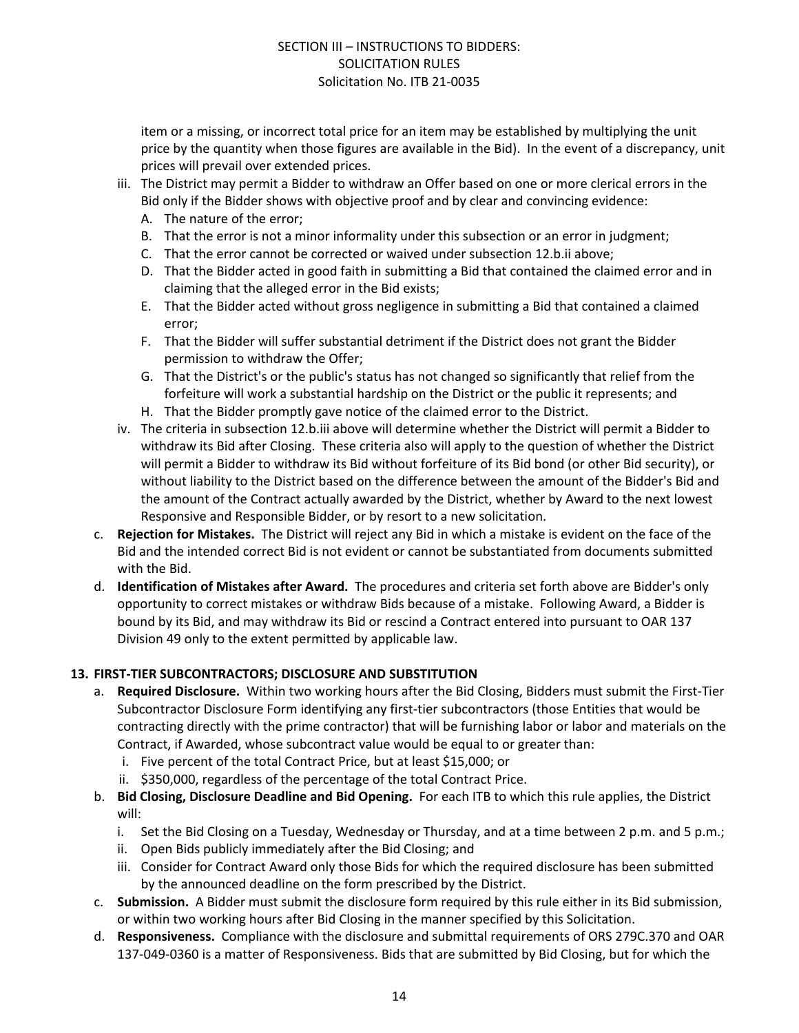item or a missing, or incorrect total price for an item may be established by multiplying the unit price by the quantity when those figures are available in the Bid). In the event of a discrepancy, unit prices will prevail over extended prices.

   iii. The District may permit a Bidder to withdraw an Offer based on one or more clerical errors in the Bid only if the Bidder shows with objective proof and by clear and convincing evidence:
      A. The nature of the error;
      B. That the error is not a minor informality under this subsection or an error in judgment;
      C. That the error cannot be corrected or waived under subsection 12.b.ii above;
      D. That the Bidder acted in good faith in submitting a Bid that contained the claimed error and in claiming that the alleged error in the Bid exists;
      E. That the Bidder acted without gross negligence in submitting a Bid that contained a claimed error;
      F. That the Bidder will suffer substantial detriment if the District does not grant the Bidder permission to withdraw the Offer;
      G. That the District's or the public's status has not changed so significantly that relief from the forfeiture will work a substantial hardship on the District or the public it represents; and
      H. That the Bidder promptly gave notice of the claimed error to the District.

   iv. The criteria in subsection 12.b.iii above will determine whether the District will permit a Bidder to withdraw its Bid after Closing. These criteria also will apply to the question of whether the District will permit a Bidder to withdraw its Bid without forfeiture of its Bid bond (or other Bid security), or without liability to the District based on the difference between the amount of the Bidder's Bid and the amount of the Contract actually awarded by the District, whether by Award to the next lowest Responsive and Responsible Bidder, or by resort to a new solicitation.

c. **Rejection for Mistakes.** The District will reject any Bid in which a mistake is evident on the face of the Bid and the intended correct Bid is not evident or cannot be substantiated from documents submitted with the Bid.

d. **Identification of Mistakes after Award.** The procedures and criteria set forth above are Bidder's only opportunity to correct mistakes or withdraw Bids because of a mistake. Following Award, a Bidder is bound by its Bid, and may withdraw its Bid or rescind a Contract entered into pursuant to OAR 137 Division 49 only to the extent permitted by applicable law.

**13. FIRST-TIER SUBCONTRACTORS; DISCLOSURE AND SUBSTITUTION**

a. **Required Disclosure.** Within two working hours after the Bid Closing, Bidders must submit the First-Tier Subcontractor Disclosure Form identifying any first-tier subcontractors (those Entities that would be contracting directly with the prime contractor) that will be furnishing labor or labor and materials on the Contract, if Awarded, whose subcontract value would be equal to or greater than:
   i. Five percent of the total Contract Price, but at least $15,000; or
   ii. $350,000, regardless of the percentage of the total Contract Price.

b. **Bid Closing, Disclosure Deadline and Bid Opening.** For each ITB to which this rule applies, the District will:
   i. Set the Bid Closing on a Tuesday, Wednesday or Thursday, and at a time between 2 p.m. and 5 p.m.;
   ii. Open Bids publicly immediately after the Bid Closing; and
   iii. Consider for Contract Award only those Bids for which the required disclosure has been submitted by the announced deadline on the form prescribed by the District.

c. **Submission.** A Bidder must submit the disclosure form required by this rule either in its Bid submission, or within two working hours after Bid Closing in the manner specified by this Solicitation.

d. **Responsiveness.** Compliance with the disclosure and submittal requirements of ORS 279C.370 and OAR 137-049-0360 is a matter of Responsiveness. Bids that are submitted by Bid Closing, but for which the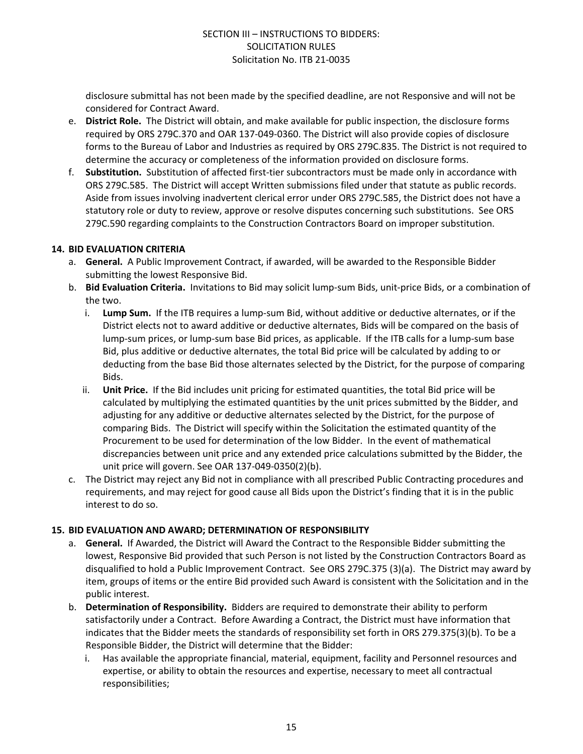disclosure submittal has not been made by the specified deadline, are not Responsive and will not be considered for Contract Award.

e. **District Role.** The District will obtain, and make available for public inspection, the disclosure forms required by ORS 279C.370 and OAR 137-049-0360. The District will also provide copies of disclosure forms to the Bureau of Labor and Industries as required by ORS 279C.835. The District is not required to determine the accuracy or completeness of the information provided on disclosure forms.
f. **Substitution.** Substitution of affected first-tier subcontractors must be made only in accordance with ORS 279C.585. The District will accept Written submissions filed under that statute as public records. Aside from issues involving inadvertent clerical error under ORS 279C.585, the District does not have a statutory role or duty to review, approve or resolve disputes concerning such substitutions. See ORS 279C.590 regarding complaints to the Construction Contractors Board on improper substitution.

**14. BID EVALUATION CRITERIA**

a. **General.** A Public Improvement Contract, if awarded, will be awarded to the Responsible Bidder submitting the lowest Responsive Bid.
b. **Bid Evaluation Criteria.** Invitations to Bid may solicit lump-sum Bids, unit-price Bids, or a combination of the two.
   i. **Lump Sum.** If the ITB requires a lump-sum Bid, without additive or deductive alternates, or if the District elects not to award additive or deductive alternates, Bids will be compared on the basis of lump-sum prices, or lump-sum base Bid prices, as applicable. If the ITB calls for a lump-sum base Bid, plus additive or deductive alternates, the total Bid price will be calculated by adding to or deducting from the base Bid those alternates selected by the District, for the purpose of comparing Bids.
   ii. **Unit Price.** If the Bid includes unit pricing for estimated quantities, the total Bid price will be calculated by multiplying the estimated quantities by the unit prices submitted by the Bidder, and adjusting for any additive or deductive alternates selected by the District, for the purpose of comparing Bids. The District will specify within the Solicitation the estimated quantity of the Procurement to be used for determination of the low Bidder. In the event of mathematical discrepancies between unit price and any extended price calculations submitted by the Bidder, the unit price will govern. See OAR 137-049-0350(2)(b).
c. The District may reject any Bid not in compliance with all prescribed Public Contracting procedures and requirements, and may reject for good cause all Bids upon the District's finding that it is in the public interest to do so.

**15. BID EVALUATION AND AWARD; DETERMINATION OF RESPONSIBILITY**

a. **General.** If Awarded, the District will Award the Contract to the Responsible Bidder submitting the lowest, Responsive Bid provided that such Person is not listed by the Construction Contractors Board as disqualified to hold a Public Improvement Contract. See ORS 279C.375 (3)(a). The District may award by item, groups of items or the entire Bid provided such Award is consistent with the Solicitation and in the public interest.
b. **Determination of Responsibility.** Bidders are required to demonstrate their ability to perform satisfactorily under a Contract. Before Awarding a Contract, the District must have information that indicates that the Bidder meets the standards of responsibility set forth in ORS 279.375(3)(b). To be a Responsible Bidder, the District will determine that the Bidder:
   i. Has available the appropriate financial, material, equipment, facility and Personnel resources and expertise, or ability to obtain the resources and expertise, necessary to meet all contractual responsibilities;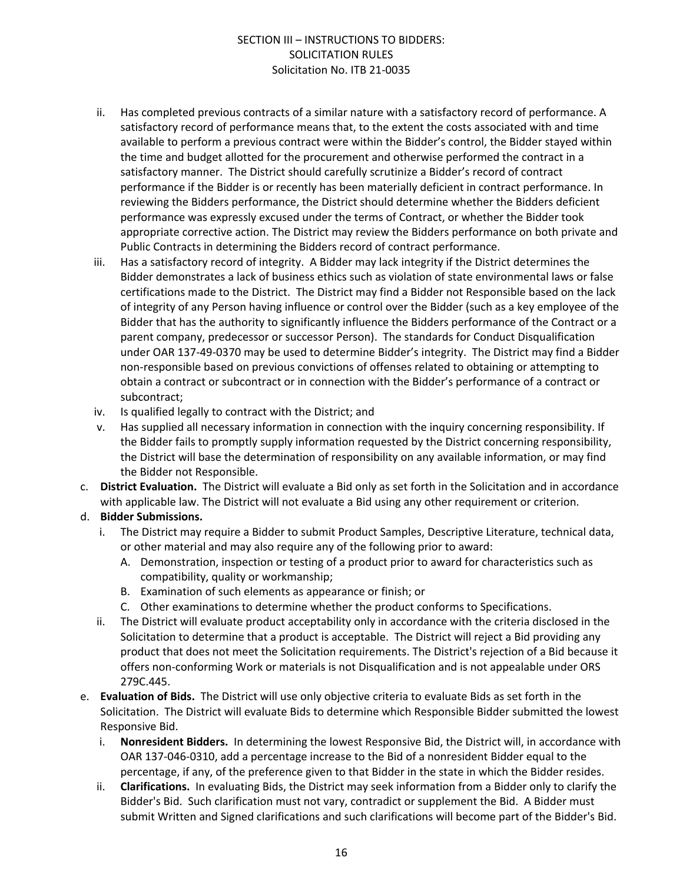ii. Has completed previous contracts of a similar nature with a satisfactory record of performance. A satisfactory record of performance means that, to the extent the costs associated with and time available to perform a previous contract were within the Bidder's control, the Bidder stayed within the time and budget allotted for the procurement and otherwise performed the contract in a satisfactory manner. The District should carefully scrutinize a Bidder's record of contract performance if the Bidder is or recently has been materially deficient in contract performance. In reviewing the Bidders performance, the District should determine whether the Bidders deficient performance was expressly excused under the terms of Contract, or whether the Bidder took appropriate corrective action. The District may review the Bidders performance on both private and Public Contracts in determining the Bidders record of contract performance.

iii. Has a satisfactory record of integrity. A Bidder may lack integrity if the District determines the Bidder demonstrates a lack of business ethics such as violation of state environmental laws or false certifications made to the District. The District may find a Bidder not Responsible based on the lack of integrity of any Person having influence or control over the Bidder (such as a key employee of the Bidder that has the authority to significantly influence the Bidders performance of the Contract or a parent company, predecessor or successor Person). The standards for Conduct Disqualification under OAR 137-49-0370 may be used to determine Bidder's integrity. The District may find a Bidder non-responsible based on previous convictions of offenses related to obtaining or attempting to obtain a contract or subcontract or in connection with the Bidder's performance of a contract or subcontract;

iv. Is qualified legally to contract with the District; and

v. Has supplied all necessary information in connection with the inquiry concerning responsibility. If the Bidder fails to promptly supply information requested by the District concerning responsibility, the District will base the determination of responsibility on any available information, or may find the Bidder not Responsible.

c. **District Evaluation.** The District will evaluate a Bid only as set forth in the Solicitation and in accordance with applicable law. The District will not evaluate a Bid using any other requirement or criterion.

d. **Bidder Submissions.**

   i. The District may require a Bidder to submit Product Samples, Descriptive Literature, technical data, or other material and may also require any of the following prior to award:

      A. Demonstration, inspection or testing of a product prior to award for characteristics such as compatibility, quality or workmanship;

      B. Examination of such elements as appearance or finish; or

      C. Other examinations to determine whether the product conforms to Specifications.

   ii. The District will evaluate product acceptability only in accordance with the criteria disclosed in the Solicitation to determine that a product is acceptable. The District will reject a Bid providing any product that does not meet the Solicitation requirements. The District's rejection of a Bid because it offers non-conforming Work or materials is not Disqualification and is not appealable under ORS 279C.445.

e. **Evaluation of Bids.** The District will use only objective criteria to evaluate Bids as set forth in the Solicitation. The District will evaluate Bids to determine which Responsible Bidder submitted the lowest Responsive Bid.

   i. **Nonresident Bidders.** In determining the lowest Responsive Bid, the District will, in accordance with OAR 137-046-0310, add a percentage increase to the Bid of a nonresident Bidder equal to the percentage, if any, of the preference given to that Bidder in the state in which the Bidder resides.

   ii. **Clarifications.** In evaluating Bids, the District may seek information from a Bidder only to clarify the Bidder's Bid. Such clarification must not vary, contradict or supplement the Bid. A Bidder must submit Written and Signed clarifications and such clarifications will become part of the Bidder's Bid.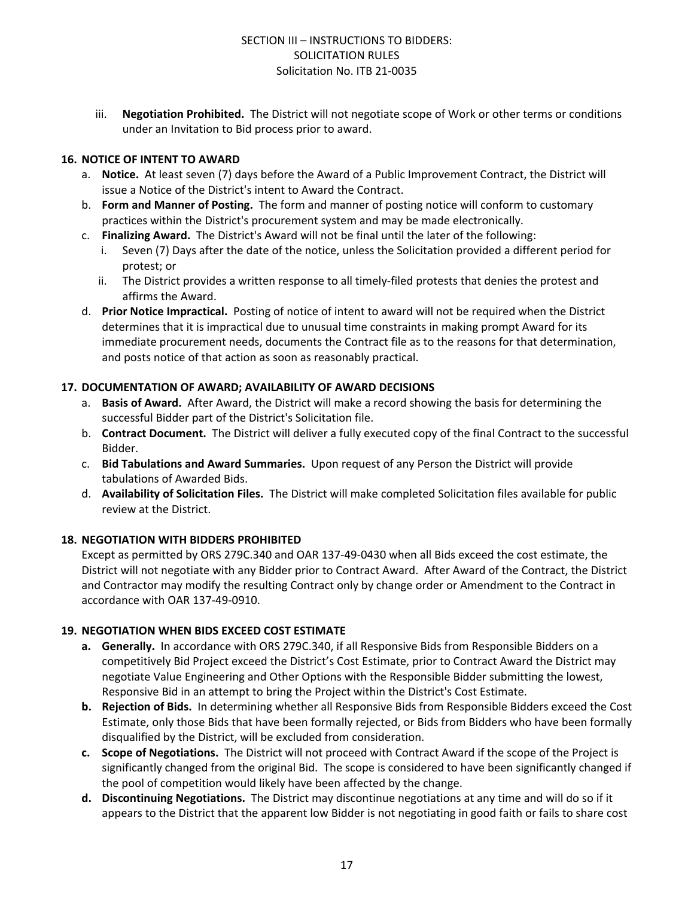iii. **Negotiation Prohibited.** The District will not negotiate scope of Work or other terms or conditions under an Invitation to Bid process prior to award.

## 16. NOTICE OF INTENT TO AWARD

a. **Notice.** At least seven (7) days before the Award of a Public Improvement Contract, the District will issue a Notice of the District's intent to Award the Contract.

b. **Form and Manner of Posting.** The form and manner of posting notice will conform to customary practices within the District's procurement system and may be made electronically.

c. **Finalizing Award.** The District's Award will not be final until the later of the following:

   i. Seven (7) Days after the date of the notice, unless the Solicitation provided a different period for protest; or

   ii. The District provides a written response to all timely-filed protests that denies the protest and affirms the Award.

d. **Prior Notice Impractical.** Posting of notice of intent to award will not be required when the District determines that it is impractical due to unusual time constraints in making prompt Award for its immediate procurement needs, documents the Contract file as to the reasons for that determination, and posts notice of that action as soon as reasonably practical.

## 17. DOCUMENTATION OF AWARD; AVAILABILITY OF AWARD DECISIONS

a. **Basis of Award.** After Award, the District will make a record showing the basis for determining the successful Bidder part of the District's Solicitation file.

b. **Contract Document.** The District will deliver a fully executed copy of the final Contract to the successful Bidder.

c. **Bid Tabulations and Award Summaries.** Upon request of any Person the District will provide tabulations of Awarded Bids.

d. **Availability of Solicitation Files.** The District will make completed Solicitation files available for public review at the District.

## 18. NEGOTIATION WITH BIDDERS PROHIBITED

Except as permitted by ORS 279C.340 and OAR 137-49-0430 when all Bids exceed the cost estimate, the District will not negotiate with any Bidder prior to Contract Award. After Award of the Contract, the District and Contractor may modify the resulting Contract only by change order or Amendment to the Contract in accordance with OAR 137-49-0910.

## 19. NEGOTIATION WHEN BIDS EXCEED COST ESTIMATE

**a. Generally.** In accordance with ORS 279C.340, if all Responsive Bids from Responsible Bidders on a competitively Bid Project exceed the District's Cost Estimate, prior to Contract Award the District may negotiate Value Engineering and Other Options with the Responsible Bidder submitting the lowest, Responsive Bid in an attempt to bring the Project within the District's Cost Estimate.

**b. Rejection of Bids.** In determining whether all Responsive Bids from Responsible Bidders exceed the Cost Estimate, only those Bids that have been formally rejected, or Bids from Bidders who have been formally disqualified by the District, will be excluded from consideration.

**c. Scope of Negotiations.** The District will not proceed with Contract Award if the scope of the Project is significantly changed from the original Bid. The scope is considered to have been significantly changed if the pool of competition would likely have been affected by the change.

**d. Discontinuing Negotiations.** The District may discontinue negotiations at any time and will do so if it appears to the District that the apparent low Bidder is not negotiating in good faith or fails to share cost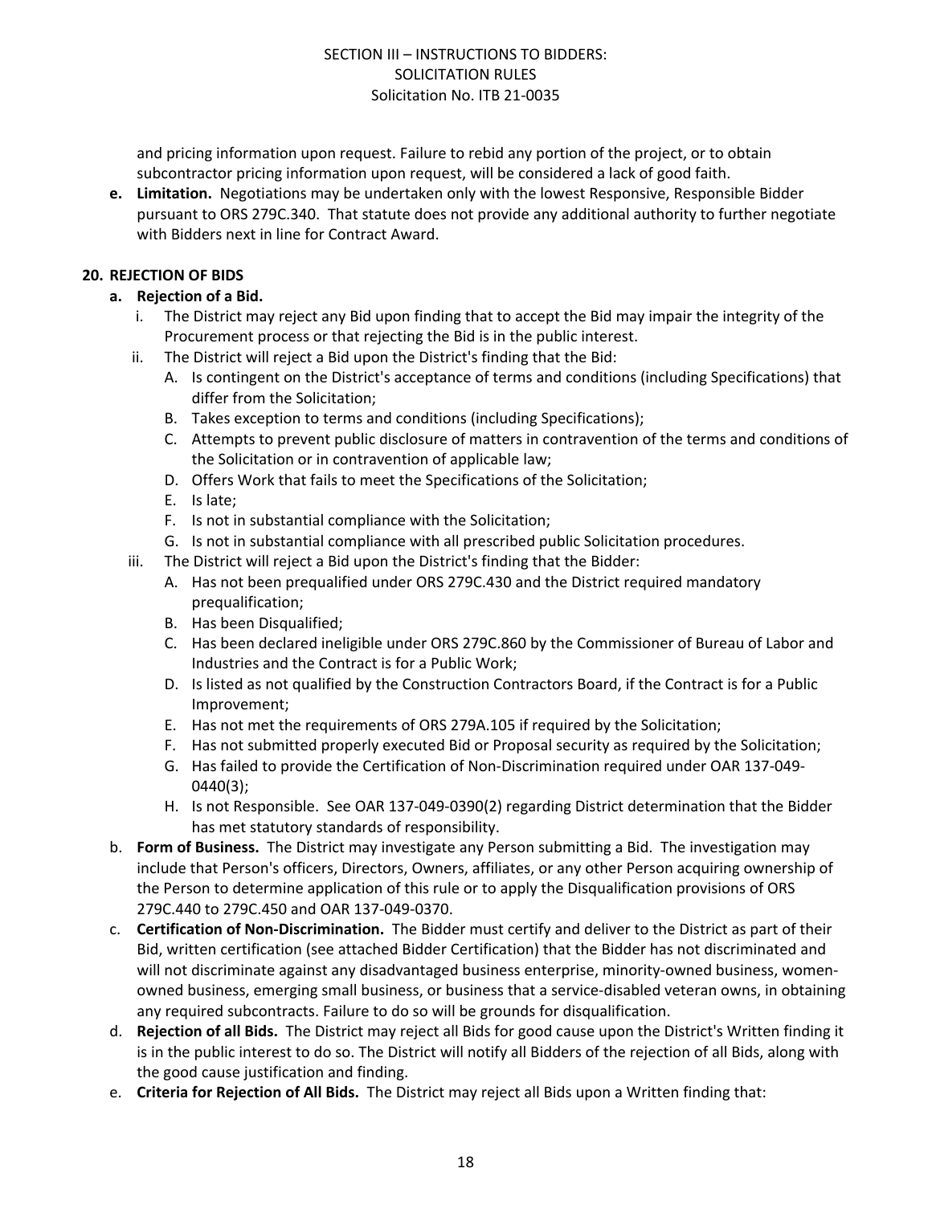and pricing information upon request. Failure to rebid any portion of the project, or to obtain subcontractor pricing information upon request, will be considered a lack of good faith.

**e. Limitation.** Negotiations may be undertaken only with the lowest Responsive, Responsible Bidder pursuant to ORS 279C.340. That statute does not provide any additional authority to further negotiate with Bidders next in line for Contract Award.

## 20. REJECTION OF BIDS

**a. Rejection of a Bid.**

i. The District may reject any Bid upon finding that to accept the Bid may impair the integrity of the Procurement process or that rejecting the Bid is in the public interest.

ii. The District will reject a Bid upon the District's finding that the Bid:

A. Is contingent on the District's acceptance of terms and conditions (including Specifications) that differ from the Solicitation;

B. Takes exception to terms and conditions (including Specifications);

C. Attempts to prevent public disclosure of matters in contravention of the terms and conditions of the Solicitation or in contravention of applicable law;

D. Offers Work that fails to meet the Specifications of the Solicitation;

E. Is late;

F. Is not in substantial compliance with the Solicitation;

G. Is not in substantial compliance with all prescribed public Solicitation procedures.

iii. The District will reject a Bid upon the District's finding that the Bidder:

A. Has not been prequalified under ORS 279C.430 and the District required mandatory prequalification;

B. Has been Disqualified;

C. Has been declared ineligible under ORS 279C.860 by the Commissioner of Bureau of Labor and Industries and the Contract is for a Public Work;

D. Is listed as not qualified by the Construction Contractors Board, if the Contract is for a Public Improvement;

E. Has not met the requirements of ORS 279A.105 if required by the Solicitation;

F. Has not submitted properly executed Bid or Proposal security as required by the Solicitation;

G. Has failed to provide the Certification of Non-Discrimination required under OAR 137-049-0440(3);

H. Is not Responsible. See OAR 137-049-0390(2) regarding District determination that the Bidder has met statutory standards of responsibility.

b. **Form of Business.** The District may investigate any Person submitting a Bid. The investigation may include that Person's officers, Directors, Owners, affiliates, or any other Person acquiring ownership of the Person to determine application of this rule or to apply the Disqualification provisions of ORS 279C.440 to 279C.450 and OAR 137-049-0370.

c. **Certification of Non-Discrimination.** The Bidder must certify and deliver to the District as part of their Bid, written certification (see attached Bidder Certification) that the Bidder has not discriminated and will not discriminate against any disadvantaged business enterprise, minority-owned business, women-owned business, emerging small business, or business that a service-disabled veteran owns, in obtaining any required subcontracts. Failure to do so will be grounds for disqualification.

d. **Rejection of all Bids.** The District may reject all Bids for good cause upon the District's Written finding it is in the public interest to do so. The District will notify all Bidders of the rejection of all Bids, along with the good cause justification and finding.

e. **Criteria for Rejection of All Bids.** The District may reject all Bids upon a Written finding that: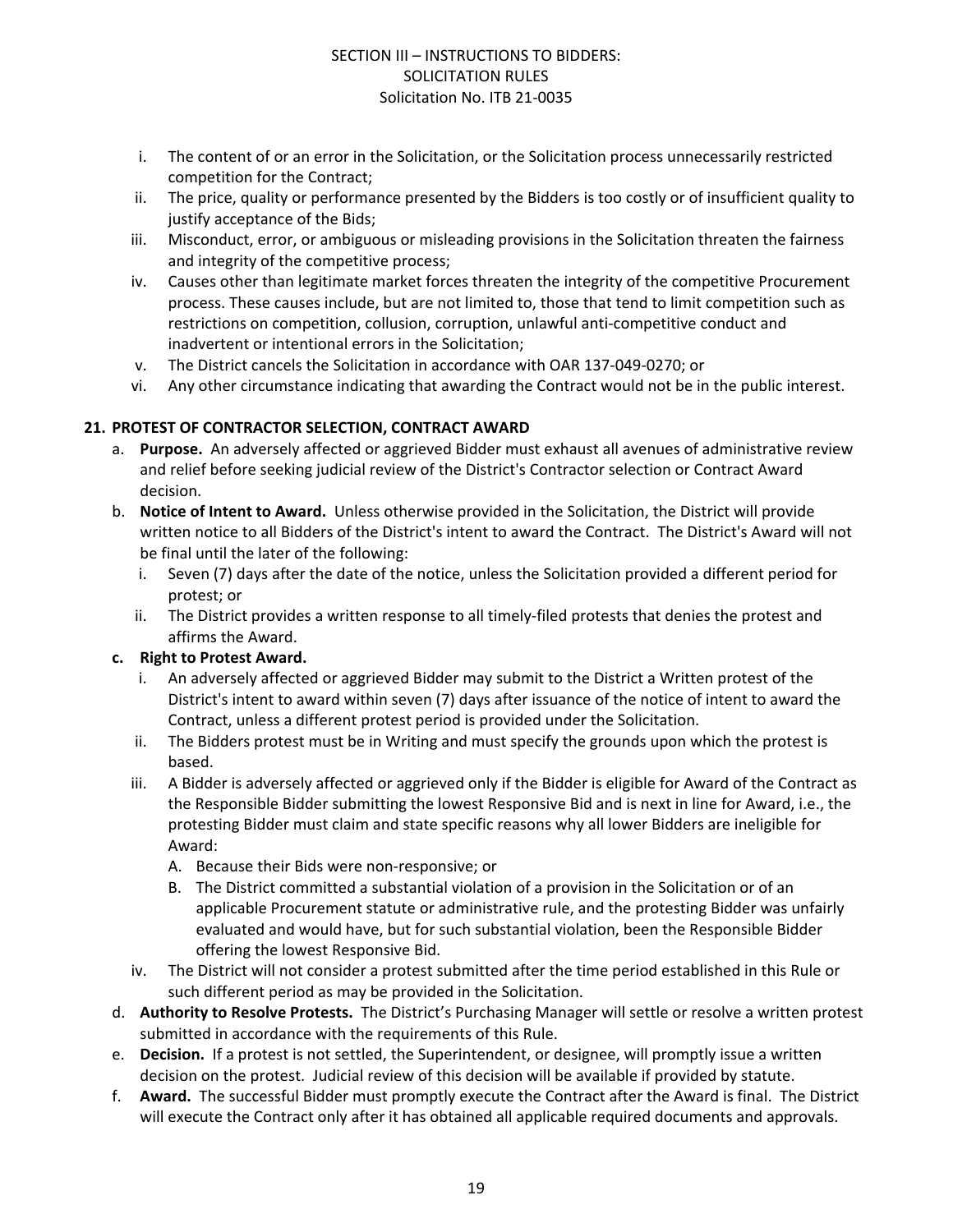i. The content of or an error in the Solicitation, or the Solicitation process unnecessarily restricted competition for the Contract;
ii. The price, quality or performance presented by the Bidders is too costly or of insufficient quality to justify acceptance of the Bids;
iii. Misconduct, error, or ambiguous or misleading provisions in the Solicitation threaten the fairness and integrity of the competitive process;
iv. Causes other than legitimate market forces threaten the integrity of the competitive Procurement process. These causes include, but are not limited to, those that tend to limit competition such as restrictions on competition, collusion, corruption, unlawful anti-competitive conduct and inadvertent or intentional errors in the Solicitation;
v. The District cancels the Solicitation in accordance with OAR 137-049-0270; or
vi. Any other circumstance indicating that awarding the Contract would not be in the public interest.

**21. PROTEST OF CONTRACTOR SELECTION, CONTRACT AWARD**

a. **Purpose.** An adversely affected or aggrieved Bidder must exhaust all avenues of administrative review and relief before seeking judicial review of the District's Contractor selection or Contract Award decision.

b. **Notice of Intent to Award.** Unless otherwise provided in the Solicitation, the District will provide written notice to all Bidders of the District's intent to award the Contract. The District's Award will not be final until the later of the following:
   i. Seven (7) days after the date of the notice, unless the Solicitation provided a different period for protest; or
   ii. The District provides a written response to all timely-filed protests that denies the protest and affirms the Award.

**c. Right to Protest Award.**
   i. An adversely affected or aggrieved Bidder may submit to the District a Written protest of the District's intent to award within seven (7) days after issuance of the notice of intent to award the Contract, unless a different protest period is provided under the Solicitation.
   ii. The Bidders protest must be in Writing and must specify the grounds upon which the protest is based.
   iii. A Bidder is adversely affected or aggrieved only if the Bidder is eligible for Award of the Contract as the Responsible Bidder submitting the lowest Responsive Bid and is next in line for Award, i.e., the protesting Bidder must claim and state specific reasons why all lower Bidders are ineligible for Award:
      A. Because their Bids were non-responsive; or
      B. The District committed a substantial violation of a provision in the Solicitation or of an applicable Procurement statute or administrative rule, and the protesting Bidder was unfairly evaluated and would have, but for such substantial violation, been the Responsible Bidder offering the lowest Responsive Bid.
   iv. The District will not consider a protest submitted after the time period established in this Rule or such different period as may be provided in the Solicitation.

d. **Authority to Resolve Protests.** The District's Purchasing Manager will settle or resolve a written protest submitted in accordance with the requirements of this Rule.

e. **Decision.** If a protest is not settled, the Superintendent, or designee, will promptly issue a written decision on the protest. Judicial review of this decision will be available if provided by statute.

f. **Award.** The successful Bidder must promptly execute the Contract after the Award is final. The District will execute the Contract only after it has obtained all applicable required documents and approvals.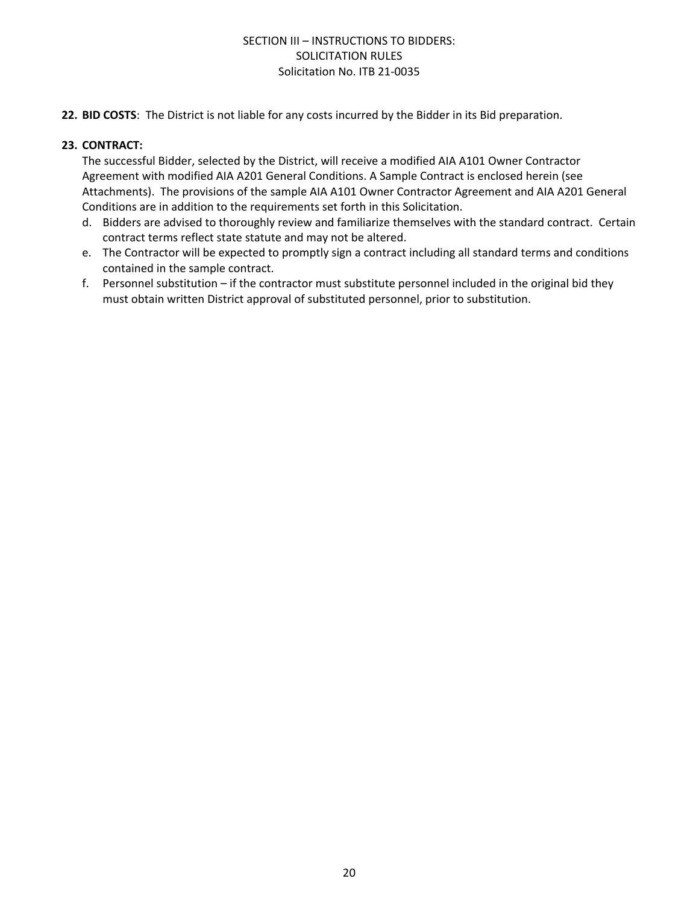**22. BID COSTS**: The District is not liable for any costs incurred by the Bidder in its Bid preparation.

**23. CONTRACT:**

The successful Bidder, selected by the District, will receive a modified AIA A101 Owner Contractor Agreement with modified AIA A201 General Conditions. A Sample Contract is enclosed herein (see Attachments). The provisions of the sample AIA A101 Owner Contractor Agreement and AIA A201 General Conditions are in addition to the requirements set forth in this Solicitation.

d. Bidders are advised to thoroughly review and familiarize themselves with the standard contract. Certain contract terms reflect state statute and may not be altered.

e. The Contractor will be expected to promptly sign a contract including all standard terms and conditions contained in the sample contract.

f. Personnel substitution – if the contractor must substitute personnel included in the original bid they must obtain written District approval of substituted personnel, prior to substitution.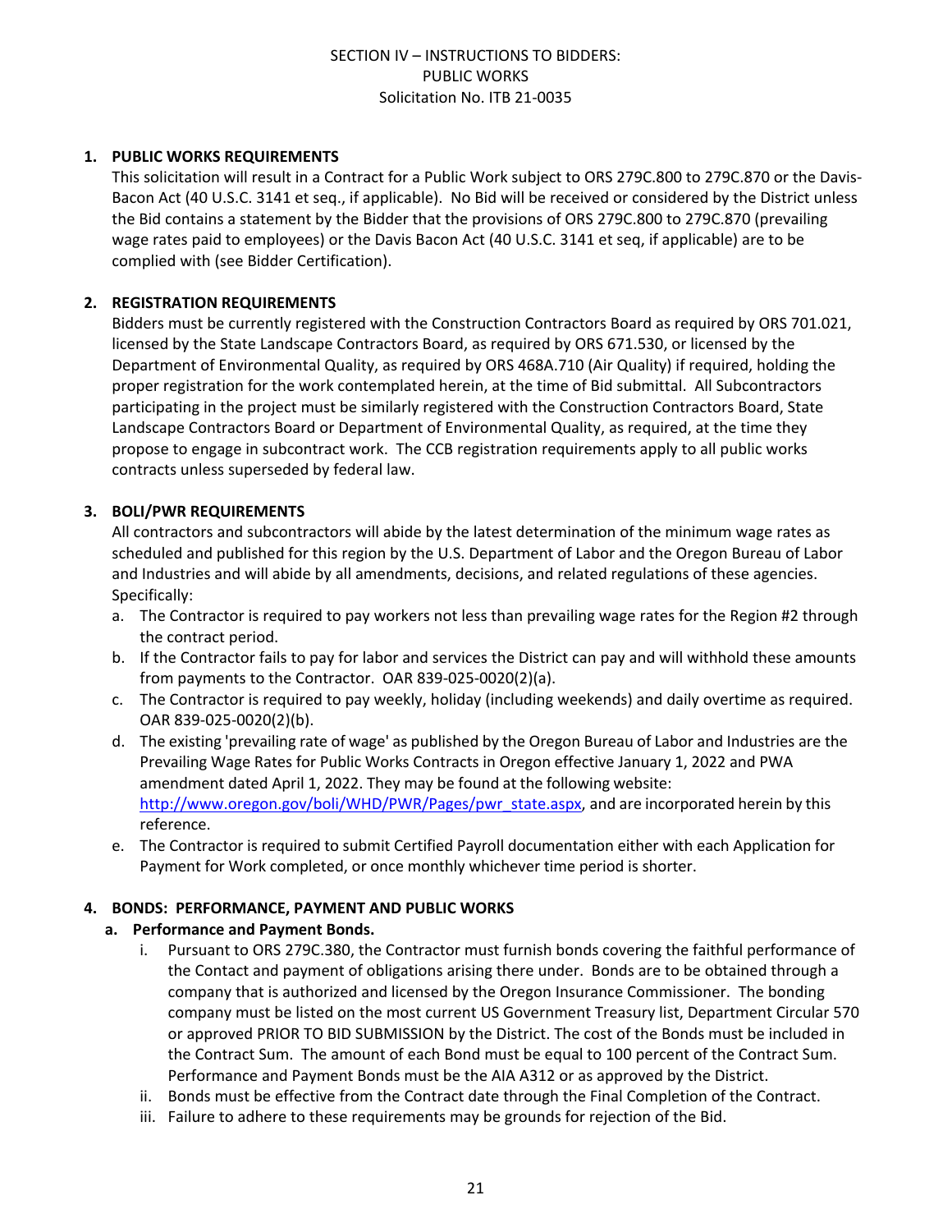SECTION IV – INSTRUCTIONS TO BIDDERS:
PUBLIC WORKS
Solicitation No. ITB 21-0035

1. **PUBLIC WORKS REQUIREMENTS**
   This solicitation will result in a Contract for a Public Work subject to ORS 279C.800 to 279C.870 or the Davis-Bacon Act (40 U.S.C. 3141 et seq., if applicable). No Bid will be received or considered by the District unless the Bid contains a statement by the Bidder that the provisions of ORS 279C.800 to 279C.870 (prevailing wage rates paid to employees) or the Davis Bacon Act (40 U.S.C. 3141 et seq, if applicable) are to be complied with (see Bidder Certification).

2. **REGISTRATION REQUIREMENTS**
   Bidders must be currently registered with the Construction Contractors Board as required by ORS 701.021, licensed by the State Landscape Contractors Board, as required by ORS 671.530, or licensed by the Department of Environmental Quality, as required by ORS 468A.710 (Air Quality) if required, holding the proper registration for the work contemplated herein, at the time of Bid submittal. All Subcontractors participating in the project must be similarly registered with the Construction Contractors Board, State Landscape Contractors Board or Department of Environmental Quality, as required, at the time they propose to engage in subcontract work. The CCB registration requirements apply to all public works contracts unless superseded by federal law.

3. **BOLI/PWR REQUIREMENTS**
   All contractors and subcontractors will abide by the latest determination of the minimum wage rates as scheduled and published for this region by the U.S. Department of Labor and the Oregon Bureau of Labor and Industries and will abide by all amendments, decisions, and related regulations of these agencies. Specifically:
   a. The Contractor is required to pay workers not less than prevailing wage rates for the Region #2 through the contract period.
   b. If the Contractor fails to pay for labor and services the District can pay and will withhold these amounts from payments to the Contractor. OAR 839-025-0020(2)(a).
   c. The Contractor is required to pay weekly, holiday (including weekends) and daily overtime as required. OAR 839-025-0020(2)(b).
   d. The existing 'prevailing rate of wage' as published by the Oregon Bureau of Labor and Industries are the Prevailing Wage Rates for Public Works Contracts in Oregon effective January 1, 2022 and PWA amendment dated April 1, 2022. They may be found at the following website: http://www.oregon.gov/boli/WHD/PWR/Pages/pwr_state.aspx, and are incorporated herein by this reference.
   e. The Contractor is required to submit Certified Payroll documentation either with each Application for Payment for Work completed, or once monthly whichever time period is shorter.

4. **BONDS: PERFORMANCE, PAYMENT AND PUBLIC WORKS**
   **a. Performance and Payment Bonds.**
   i. Pursuant to ORS 279C.380, the Contractor must furnish bonds covering the faithful performance of the Contact and payment of obligations arising there under. Bonds are to be obtained through a company that is authorized and licensed by the Oregon Insurance Commissioner. The bonding company must be listed on the most current US Government Treasury list, Department Circular 570 or approved PRIOR TO BID SUBMISSION by the District. The cost of the Bonds must be included in the Contract Sum. The amount of each Bond must be equal to 100 percent of the Contract Sum. Performance and Payment Bonds must be the AIA A312 or as approved by the District.
   ii. Bonds must be effective from the Contract date through the Final Completion of the Contract.
   iii. Failure to adhere to these requirements may be grounds for rejection of the Bid.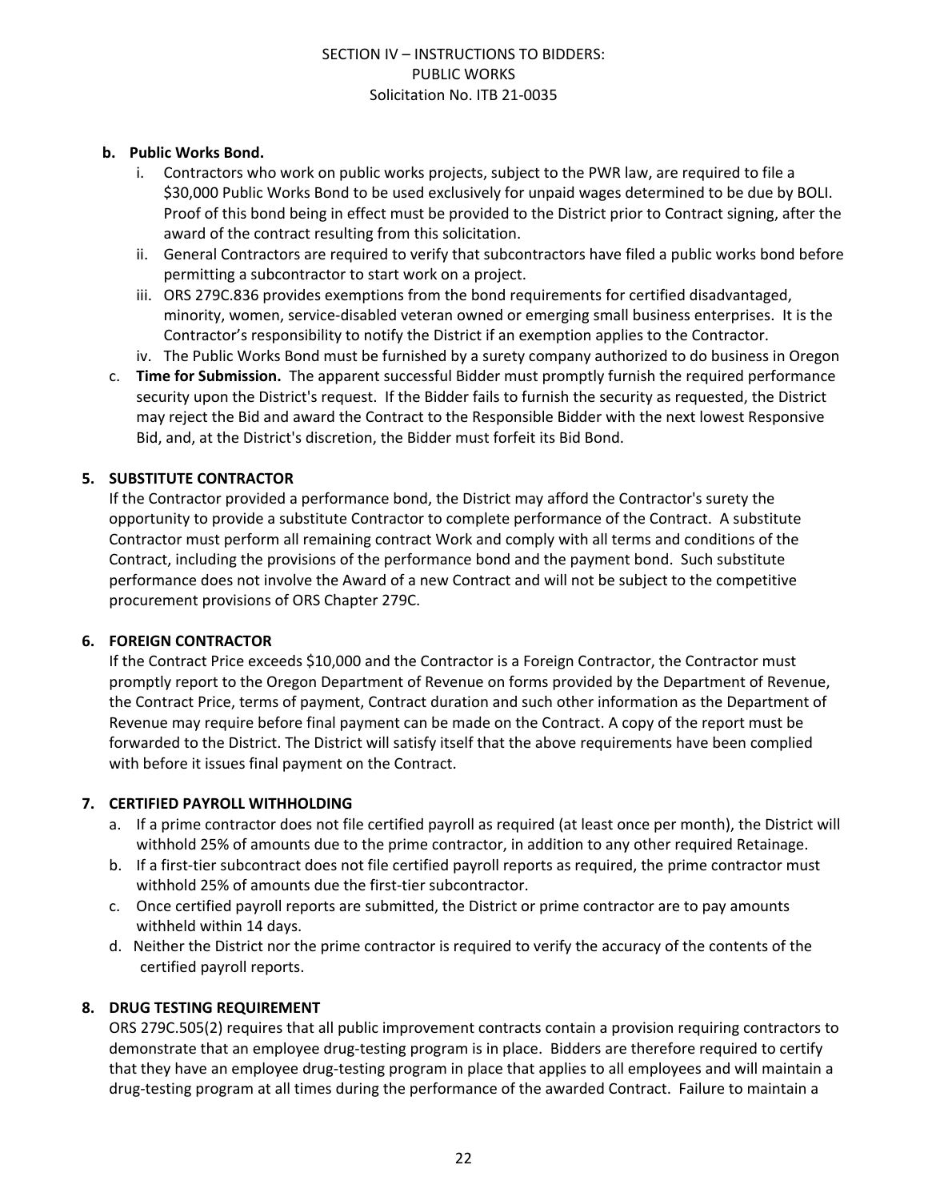**b. Public Works Bond.**

i. Contractors who work on public works projects, subject to the PWR law, are required to file a $30,000 Public Works Bond to be used exclusively for unpaid wages determined to be due by BOLI. Proof of this bond being in effect must be provided to the District prior to Contract signing, after the award of the contract resulting from this solicitation.

ii. General Contractors are required to verify that subcontractors have filed a public works bond before permitting a subcontractor to start work on a project.

iii. ORS 279C.836 provides exemptions from the bond requirements for certified disadvantaged, minority, women, service-disabled veteran owned or emerging small business enterprises. It is the Contractor's responsibility to notify the District if an exemption applies to the Contractor.

iv. The Public Works Bond must be furnished by a surety company authorized to do business in Oregon

c. **Time for Submission.** The apparent successful Bidder must promptly furnish the required performance security upon the District's request. If the Bidder fails to furnish the security as requested, the District may reject the Bid and award the Contract to the Responsible Bidder with the next lowest Responsive Bid, and, at the District's discretion, the Bidder must forfeit its Bid Bond.

## 5. SUBSTITUTE CONTRACTOR

If the Contractor provided a performance bond, the District may afford the Contractor's surety the opportunity to provide a substitute Contractor to complete performance of the Contract. A substitute Contractor must perform all remaining contract Work and comply with all terms and conditions of the Contract, including the provisions of the performance bond and the payment bond. Such substitute performance does not involve the Award of a new Contract and will not be subject to the competitive procurement provisions of ORS Chapter 279C.

## 6. FOREIGN CONTRACTOR

If the Contract Price exceeds $10,000 and the Contractor is a Foreign Contractor, the Contractor must promptly report to the Oregon Department of Revenue on forms provided by the Department of Revenue, the Contract Price, terms of payment, Contract duration and such other information as the Department of Revenue may require before final payment can be made on the Contract. A copy of the report must be forwarded to the District. The District will satisfy itself that the above requirements have been complied with before it issues final payment on the Contract.

## 7. CERTIFIED PAYROLL WITHHOLDING

a. If a prime contractor does not file certified payroll as required (at least once per month), the District will withhold 25% of amounts due to the prime contractor, in addition to any other required Retainage.

b. If a first-tier subcontract does not file certified payroll reports as required, the prime contractor must withhold 25% of amounts due the first-tier subcontractor.

c. Once certified payroll reports are submitted, the District or prime contractor are to pay amounts withheld within 14 days.

d. Neither the District nor the prime contractor is required to verify the accuracy of the contents of the certified payroll reports.

## 8. DRUG TESTING REQUIREMENT

ORS 279C.505(2) requires that all public improvement contracts contain a provision requiring contractors to demonstrate that an employee drug-testing program is in place. Bidders are therefore required to certify that they have an employee drug-testing program in place that applies to all employees and will maintain a drug-testing program at all times during the performance of the awarded Contract. Failure to maintain a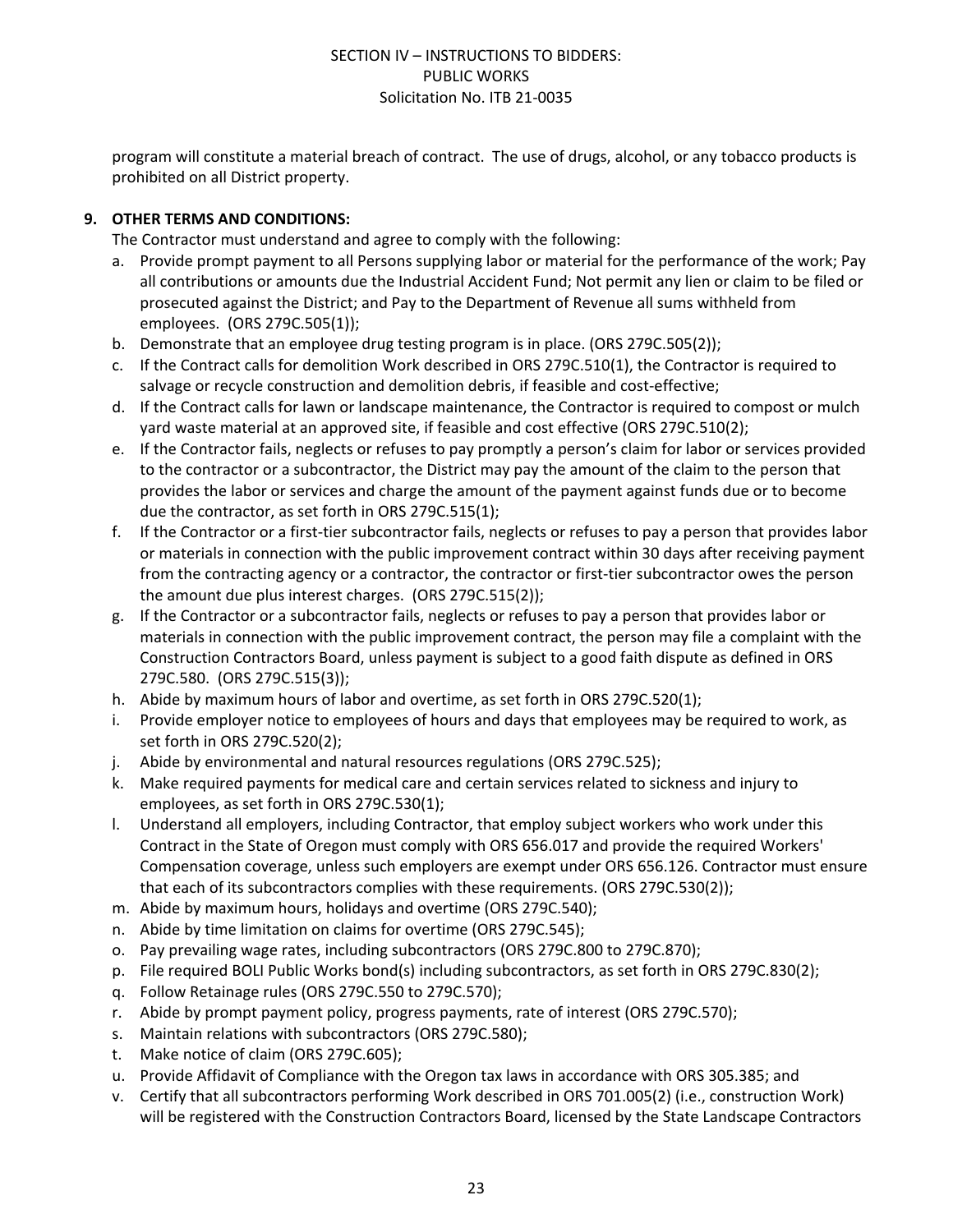program will constitute a material breach of contract. The use of drugs, alcohol, or any tobacco products is prohibited on all District property.

**9. OTHER TERMS AND CONDITIONS:**

The Contractor must understand and agree to comply with the following:

a. Provide prompt payment to all Persons supplying labor or material for the performance of the work; Pay all contributions or amounts due the Industrial Accident Fund; Not permit any lien or claim to be filed or prosecuted against the District; and Pay to the Department of Revenue all sums withheld from employees. (ORS 279C.505(1));

b. Demonstrate that an employee drug testing program is in place. (ORS 279C.505(2));

c. If the Contract calls for demolition Work described in ORS 279C.510(1), the Contractor is required to salvage or recycle construction and demolition debris, if feasible and cost-effective;

d. If the Contract calls for lawn or landscape maintenance, the Contractor is required to compost or mulch yard waste material at an approved site, if feasible and cost effective (ORS 279C.510(2);

e. If the Contractor fails, neglects or refuses to pay promptly a person's claim for labor or services provided to the contractor or a subcontractor, the District may pay the amount of the claim to the person that provides the labor or services and charge the amount of the payment against funds due or to become due the contractor, as set forth in ORS 279C.515(1);

f. If the Contractor or a first-tier subcontractor fails, neglects or refuses to pay a person that provides labor or materials in connection with the public improvement contract within 30 days after receiving payment from the contracting agency or a contractor, the contractor or first-tier subcontractor owes the person the amount due plus interest charges. (ORS 279C.515(2));

g. If the Contractor or a subcontractor fails, neglects or refuses to pay a person that provides labor or materials in connection with the public improvement contract, the person may file a complaint with the Construction Contractors Board, unless payment is subject to a good faith dispute as defined in ORS 279C.580. (ORS 279C.515(3));

h. Abide by maximum hours of labor and overtime, as set forth in ORS 279C.520(1);

i. Provide employer notice to employees of hours and days that employees may be required to work, as set forth in ORS 279C.520(2);

j. Abide by environmental and natural resources regulations (ORS 279C.525);

k. Make required payments for medical care and certain services related to sickness and injury to employees, as set forth in ORS 279C.530(1);

l. Understand all employers, including Contractor, that employ subject workers who work under this Contract in the State of Oregon must comply with ORS 656.017 and provide the required Workers' Compensation coverage, unless such employers are exempt under ORS 656.126. Contractor must ensure that each of its subcontractors complies with these requirements. (ORS 279C.530(2));

m. Abide by maximum hours, holidays and overtime (ORS 279C.540);

n. Abide by time limitation on claims for overtime (ORS 279C.545);

o. Pay prevailing wage rates, including subcontractors (ORS 279C.800 to 279C.870);

p. File required BOLI Public Works bond(s) including subcontractors, as set forth in ORS 279C.830(2);

q. Follow Retainage rules (ORS 279C.550 to 279C.570);

r. Abide by prompt payment policy, progress payments, rate of interest (ORS 279C.570);

s. Maintain relations with subcontractors (ORS 279C.580);

t. Make notice of claim (ORS 279C.605);

u. Provide Affidavit of Compliance with the Oregon tax laws in accordance with ORS 305.385; and

v. Certify that all subcontractors performing Work described in ORS 701.005(2) (i.e., construction Work) will be registered with the Construction Contractors Board, licensed by the State Landscape Contractors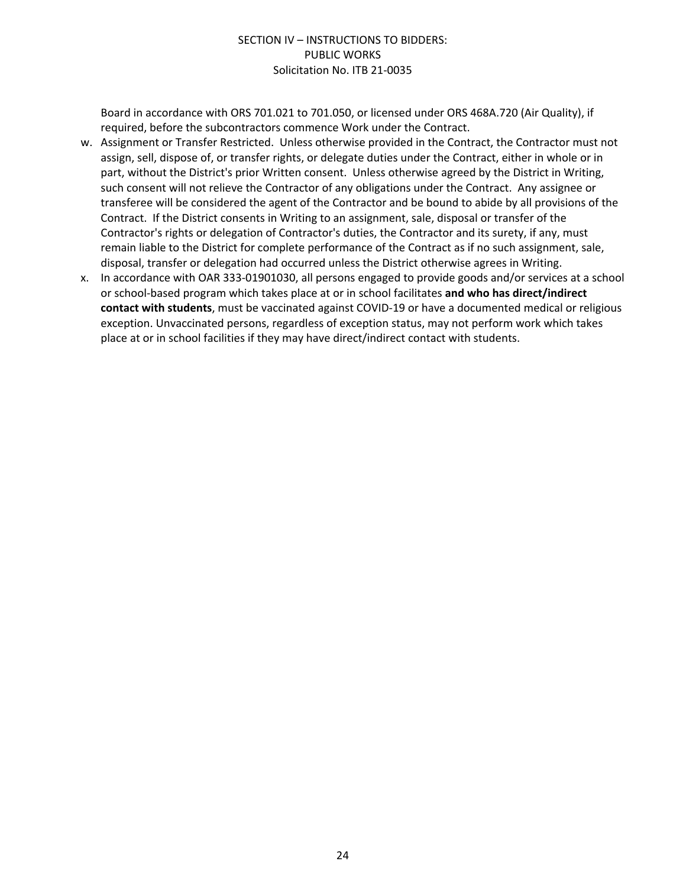Board in accordance with ORS 701.021 to 701.050, or licensed under ORS 468A.720 (Air Quality), if required, before the subcontractors commence Work under the Contract.

w. Assignment or Transfer Restricted. Unless otherwise provided in the Contract, the Contractor must not assign, sell, dispose of, or transfer rights, or delegate duties under the Contract, either in whole or in part, without the District's prior Written consent. Unless otherwise agreed by the District in Writing, such consent will not relieve the Contractor of any obligations under the Contract. Any assignee or transferee will be considered the agent of the Contractor and be bound to abide by all provisions of the Contract. If the District consents in Writing to an assignment, sale, disposal or transfer of the Contractor's rights or delegation of Contractor's duties, the Contractor and its surety, if any, must remain liable to the District for complete performance of the Contract as if no such assignment, sale, disposal, transfer or delegation had occurred unless the District otherwise agrees in Writing.

x. In accordance with OAR 333-01901030, all persons engaged to provide goods and/or services at a school or school-based program which takes place at or in school facilitates **and who has direct/indirect contact with students**, must be vaccinated against COVID-19 or have a documented medical or religious exception. Unvaccinated persons, regardless of exception status, may not perform work which takes place at or in school facilities if they may have direct/indirect contact with students.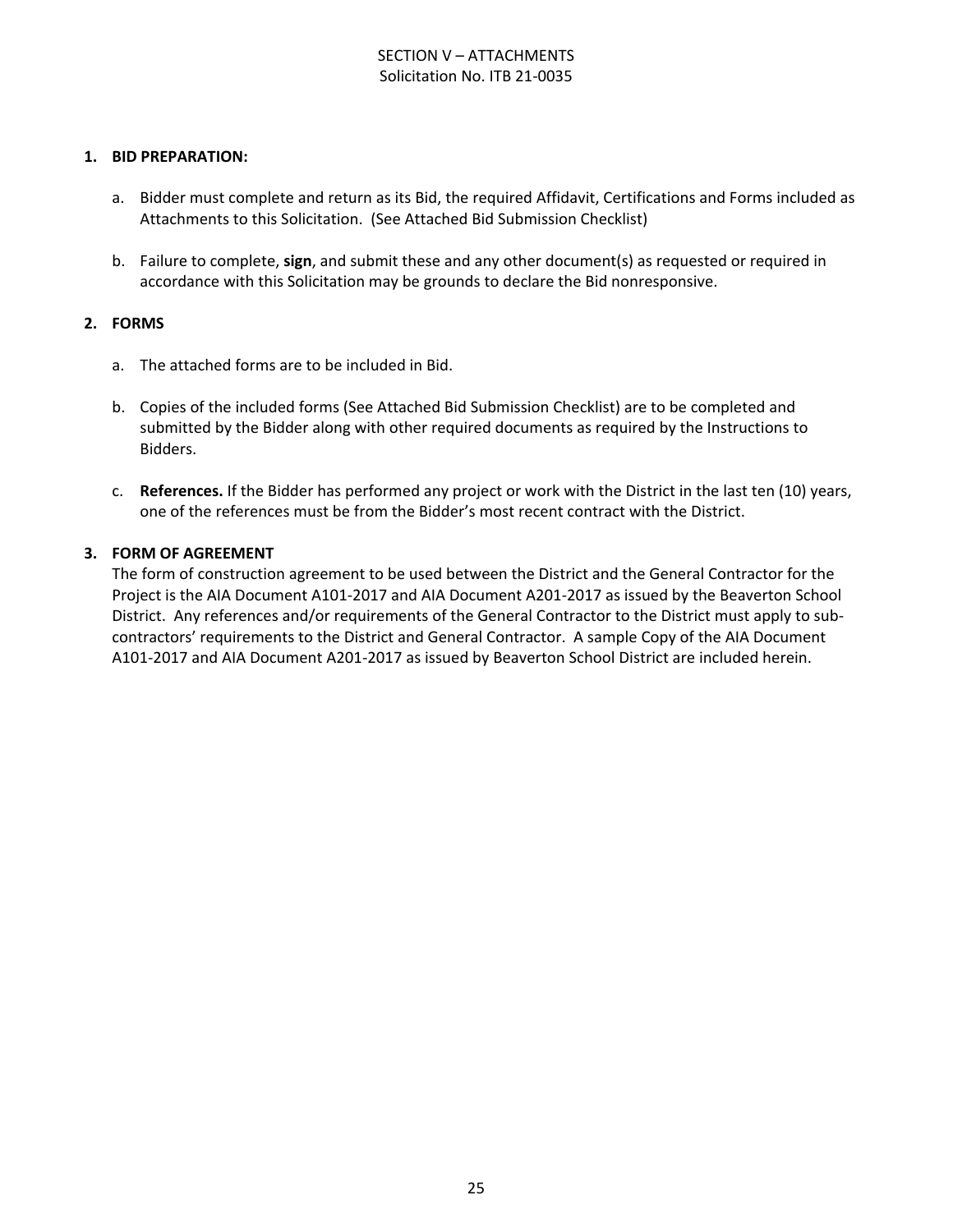SECTION V – ATTACHMENTS
Solicitation No. ITB 21-0035

**1. BID PREPARATION:**

a. Bidder must complete and return as its Bid, the required Affidavit, Certifications and Forms included as Attachments to this Solicitation. (See Attached Bid Submission Checklist)

b. Failure to complete, **sign**, and submit these and any other document(s) as requested or required in accordance with this Solicitation may be grounds to declare the Bid nonresponsive.

**2. FORMS**

a. The attached forms are to be included in Bid.

b. Copies of the included forms (See Attached Bid Submission Checklist) are to be completed and submitted by the Bidder along with other required documents as required by the Instructions to Bidders.

c. **References.** If the Bidder has performed any project or work with the District in the last ten (10) years, one of the references must be from the Bidder's most recent contract with the District.

**3. FORM OF AGREEMENT**

The form of construction agreement to be used between the District and the General Contractor for the Project is the AIA Document A101-2017 and AIA Document A201-2017 as issued by the Beaverton School District. Any references and/or requirements of the General Contractor to the District must apply to sub-contractors' requirements to the District and General Contractor. A sample Copy of the AIA Document A101-2017 and AIA Document A201-2017 as issued by Beaverton School District are included herein.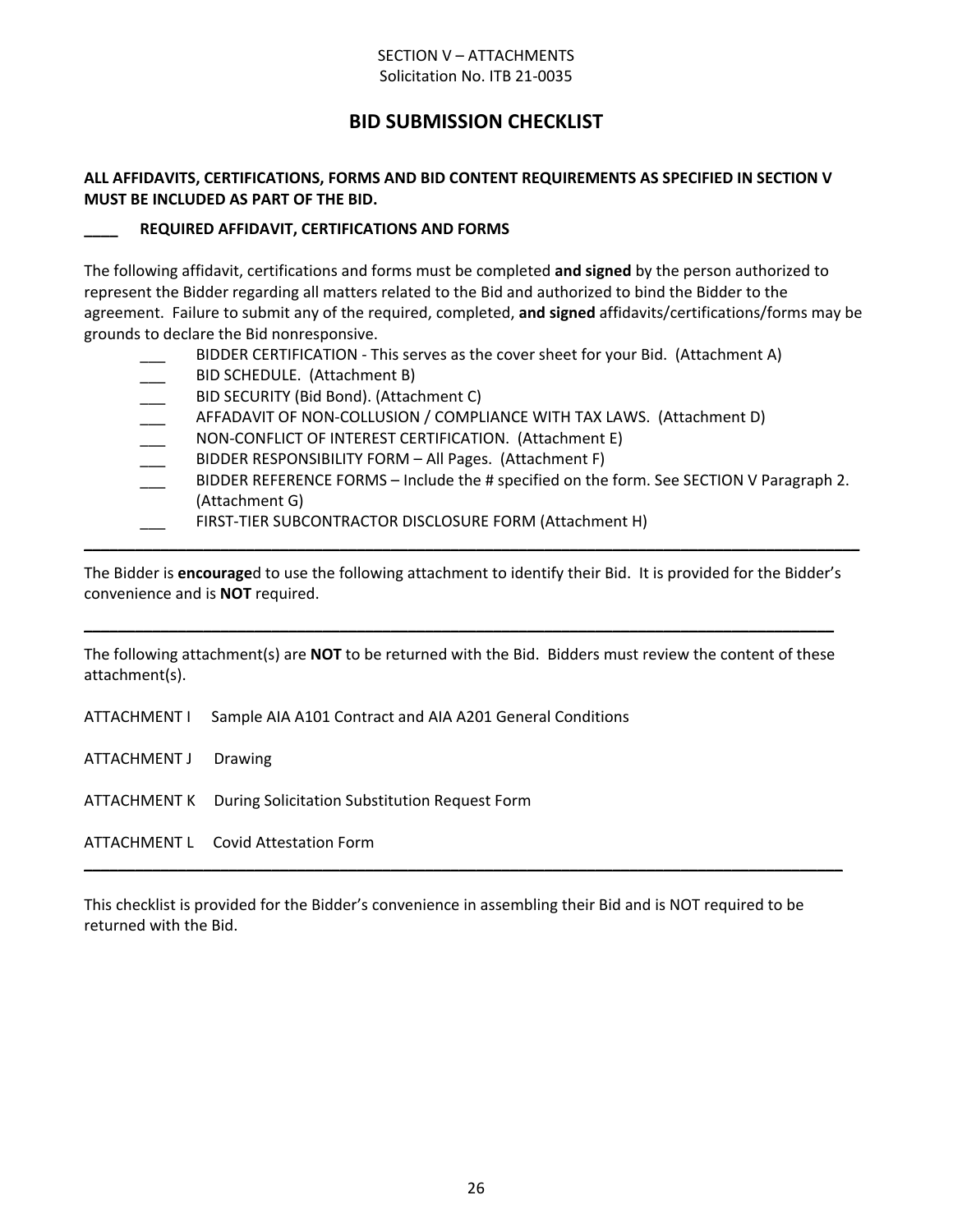SECTION V – ATTACHMENTS
Solicitation No. ITB 21-0035

# BID SUBMISSION CHECKLIST

**ALL AFFIDAVITS, CERTIFICATIONS, FORMS AND BID CONTENT REQUIREMENTS AS SPECIFIED IN SECTION V MUST BE INCLUDED AS PART OF THE BID.**

**____ REQUIRED AFFIDAVIT, CERTIFICATIONS AND FORMS**

The following affidavit, certifications and forms must be completed **and signed** by the person authorized to represent the Bidder regarding all matters related to the Bid and authorized to bind the Bidder to the agreement. Failure to submit any of the required, completed, **and signed** affidavits/certifications/forms may be grounds to declare the Bid nonresponsive.

- ___ BIDDER CERTIFICATION - This serves as the cover sheet for your Bid. (Attachment A)
- ___ BID SCHEDULE. (Attachment B)
- ___ BID SECURITY (Bid Bond). (Attachment C)
- ___ AFFADAVIT OF NON-COLLUSION / COMPLIANCE WITH TAX LAWS. (Attachment D)
- ___ NON-CONFLICT OF INTEREST CERTIFICATION. (Attachment E)
- ___ BIDDER RESPONSIBILITY FORM – All Pages. (Attachment F)
- ___ BIDDER REFERENCE FORMS – Include the # specified on the form. See SECTION V Paragraph 2. (Attachment G)
- ___ FIRST-TIER SUBCONTRACTOR DISCLOSURE FORM (Attachment H)

---

The Bidder is **encourage**d to use the following attachment to identify their Bid. It is provided for the Bidder's convenience and is **NOT** required.

---

The following attachment(s) are **NOT** to be returned with the Bid. Bidders must review the content of these attachment(s).

ATTACHMENT I Sample AIA A101 Contract and AIA A201 General Conditions

ATTACHMENT J Drawing

ATTACHMENT K During Solicitation Substitution Request Form

ATTACHMENT L Covid Attestation Form

---

This checklist is provided for the Bidder's convenience in assembling their Bid and is NOT required to be returned with the Bid.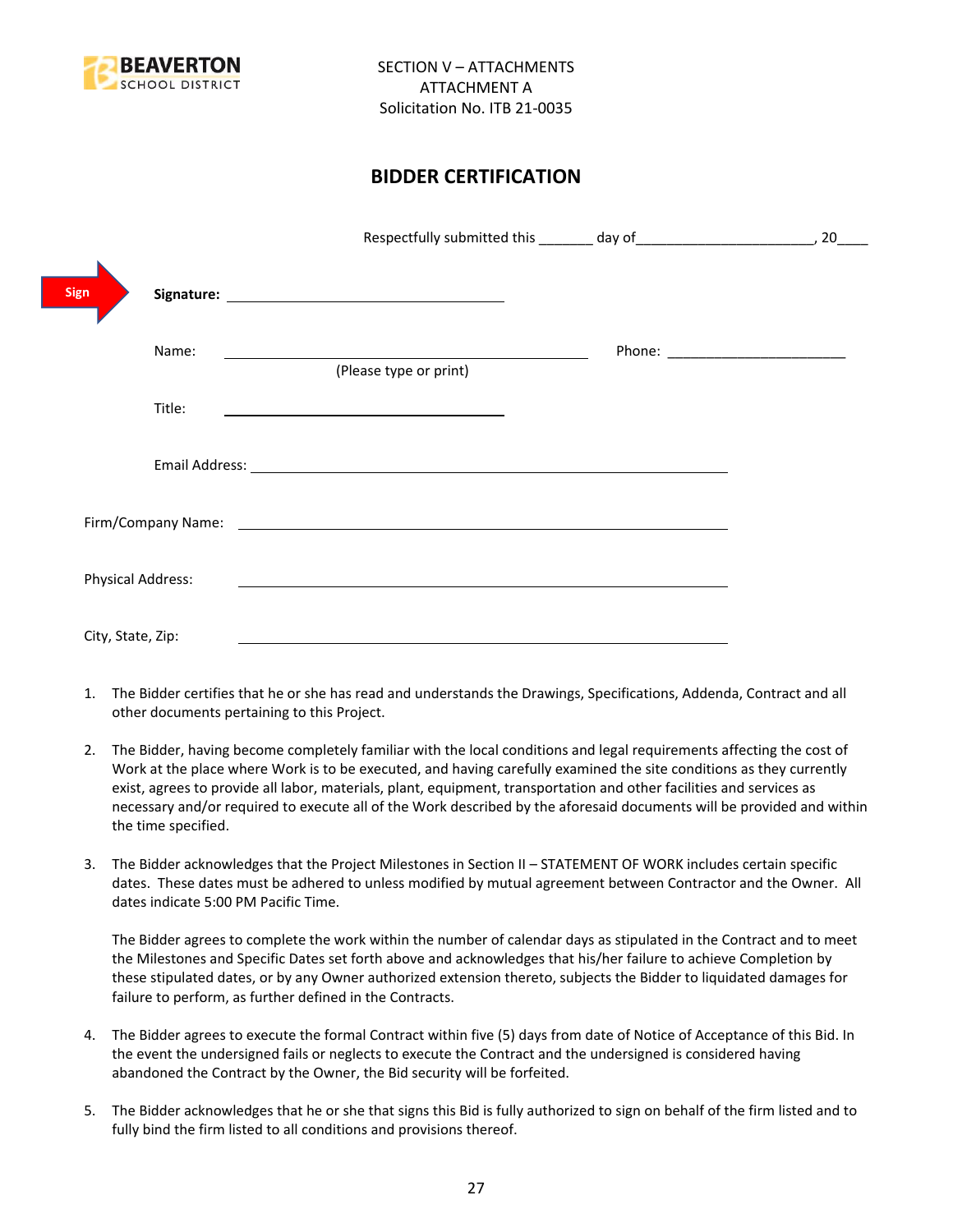BEAVERTON SCHOOL DISTRICT

SECTION V – ATTACHMENTS
ATTACHMENT A
Solicitation No. ITB 21-0035

## BIDDER CERTIFICATION

Respectfully submitted this _______ day of_______________________, 20____

Sign

**Signature:** ______________________________

Name: ________________________________________ Phone: _______________________
(Please type or print)

Title: ______________________________

Email Address: ____________________________________________________

Firm/Company Name: ____________________________________________________

Physical Address: ____________________________________________________

City, State, Zip: ____________________________________________________

1. The Bidder certifies that he or she has read and understands the Drawings, Specifications, Addenda, Contract and all other documents pertaining to this Project.

2. The Bidder, having become completely familiar with the local conditions and legal requirements affecting the cost of Work at the place where Work is to be executed, and having carefully examined the site conditions as they currently exist, agrees to provide all labor, materials, plant, equipment, transportation and other facilities and services as necessary and/or required to execute all of the Work described by the aforesaid documents will be provided and within the time specified.

3. The Bidder acknowledges that the Project Milestones in Section II – STATEMENT OF WORK includes certain specific dates. These dates must be adhered to unless modified by mutual agreement between Contractor and the Owner. All dates indicate 5:00 PM Pacific Time.

   The Bidder agrees to complete the work within the number of calendar days as stipulated in the Contract and to meet the Milestones and Specific Dates set forth above and acknowledges that his/her failure to achieve Completion by these stipulated dates, or by any Owner authorized extension thereto, subjects the Bidder to liquidated damages for failure to perform, as further defined in the Contracts.

4. The Bidder agrees to execute the formal Contract within five (5) days from date of Notice of Acceptance of this Bid. In the event the undersigned fails or neglects to execute the Contract and the undersigned is considered having abandoned the Contract by the Owner, the Bid security will be forfeited.

5. The Bidder acknowledges that he or she that signs this Bid is fully authorized to sign on behalf of the firm listed and to fully bind the firm listed to all conditions and provisions thereof.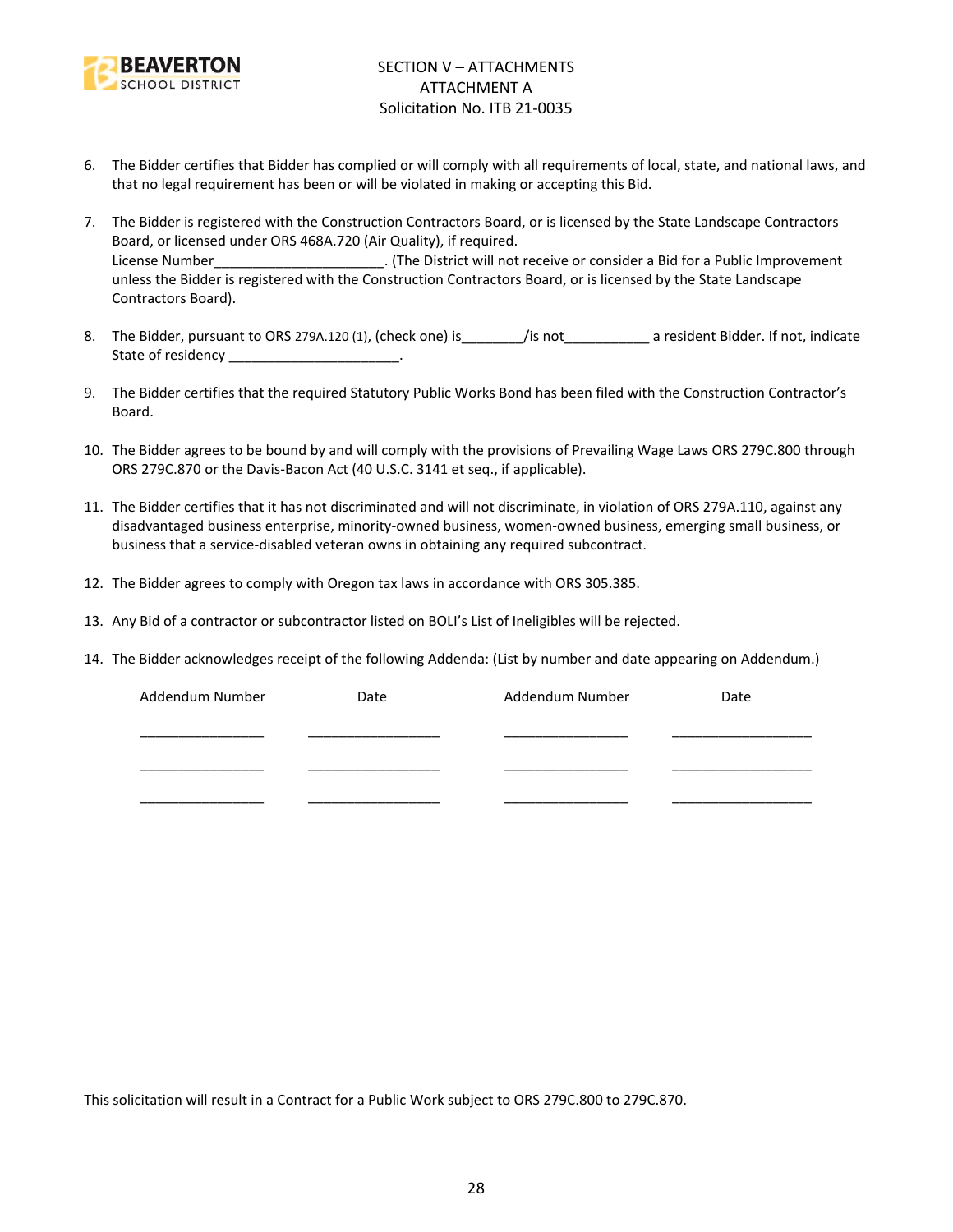SECTION V – ATTACHMENTS
ATTACHMENT A
Solicitation No. ITB 21-0035

6. The Bidder certifies that Bidder has complied or will comply with all requirements of local, state, and national laws, and that no legal requirement has been or will be violated in making or accepting this Bid.

7. The Bidder is registered with the Construction Contractors Board, or is licensed by the State Landscape Contractors Board, or licensed under ORS 468A.720 (Air Quality), if required.
   License Number______________________. (The District will not receive or consider a Bid for a Public Improvement unless the Bidder is registered with the Construction Contractors Board, or is licensed by the State Landscape Contractors Board).

8. The Bidder, pursuant to ORS 279A.120 (1), (check one) is________/is not___________ a resident Bidder. If not, indicate State of residency ______________________.

9. The Bidder certifies that the required Statutory Public Works Bond has been filed with the Construction Contractor's Board.

10. The Bidder agrees to be bound by and will comply with the provisions of Prevailing Wage Laws ORS 279C.800 through ORS 279C.870 or the Davis-Bacon Act (40 U.S.C. 3141 et seq., if applicable).

11. The Bidder certifies that it has not discriminated and will not discriminate, in violation of ORS 279A.110, against any disadvantaged business enterprise, minority-owned business, women-owned business, emerging small business, or business that a service-disabled veteran owns in obtaining any required subcontract.

12. The Bidder agrees to comply with Oregon tax laws in accordance with ORS 305.385.

13. Any Bid of a contractor or subcontractor listed on BOLI's List of Ineligibles will be rejected.

14. The Bidder acknowledges receipt of the following Addenda: (List by number and date appearing on Addendum.)

| Addendum Number | Date | Addendum Number | Date |
|---|---|---|---|
| ________________ | __________________ | ________________ | ___________________ |
| ________________ | __________________ | ________________ | ___________________ |
| ________________ | __________________ | ________________ | ___________________ |

This solicitation will result in a Contract for a Public Work subject to ORS 279C.800 to 279C.870.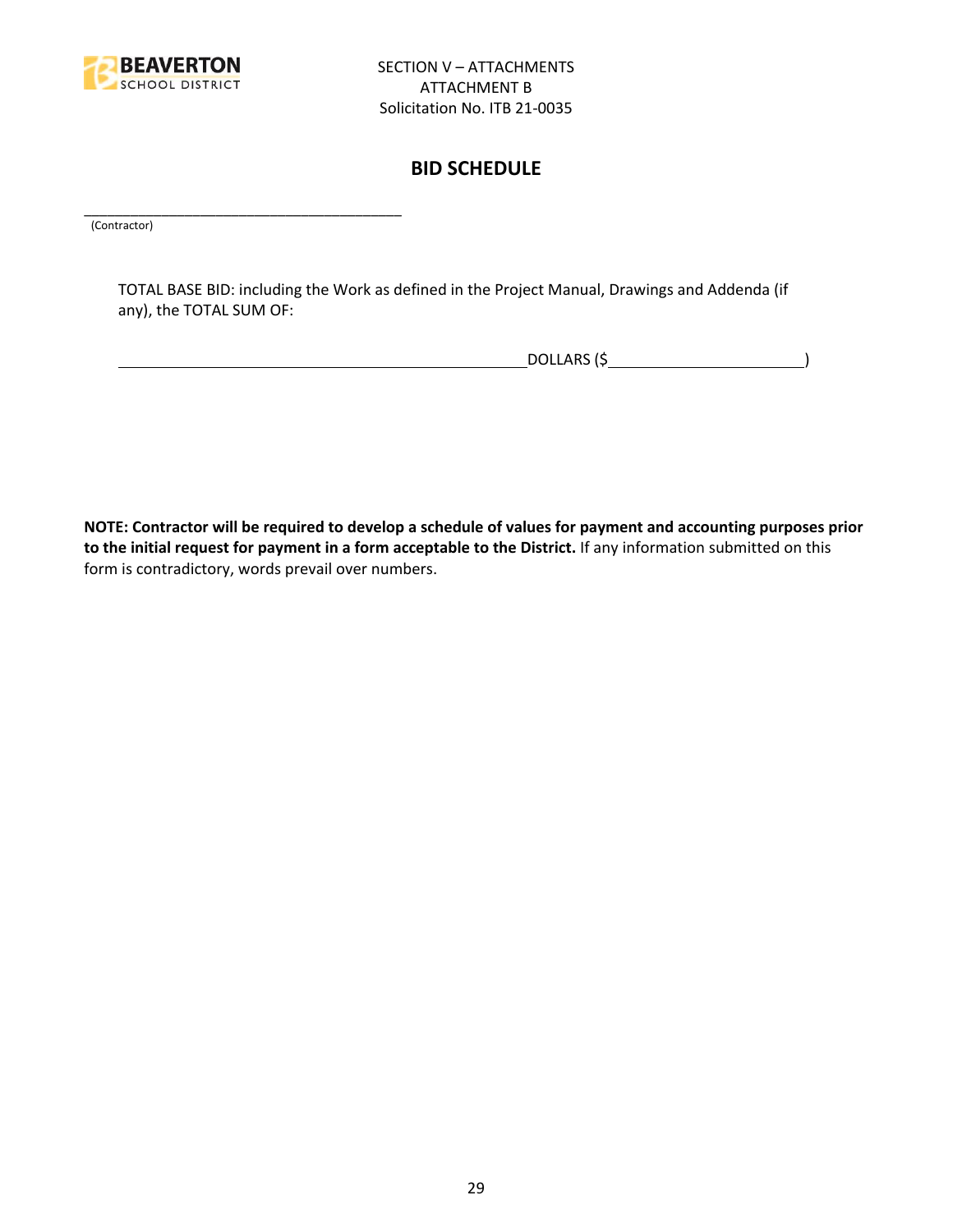SECTION V – ATTACHMENTS
ATTACHMENT B
Solicitation No. ITB 21-0035

## BID SCHEDULE

\_\_\_\_\_\_\_\_\_\_\_\_\_\_\_\_\_\_\_\_\_\_\_\_\_\_\_\_\_\_\_\_\_\_\_\_\_\_\_\_\_\_
(Contractor)

TOTAL BASE BID: including the Work as defined in the Project Manual, Drawings and Addenda (if any), the TOTAL SUM OF:

\_\_\_\_\_\_\_\_\_\_\_\_\_\_\_\_\_\_\_\_\_\_\_\_\_\_\_\_\_\_\_\_\_\_\_\_\_\_\_\_\_\_\_\_\_\_\_\_\_\_DOLLARS ($\_\_\_\_\_\_\_\_\_\_\_\_\_\_\_\_\_\_\_\_\_\_\_\_)

**NOTE: Contractor will be required to develop a schedule of values for payment and accounting purposes prior to the initial request for payment in a form acceptable to the District.** If any information submitted on this form is contradictory, words prevail over numbers.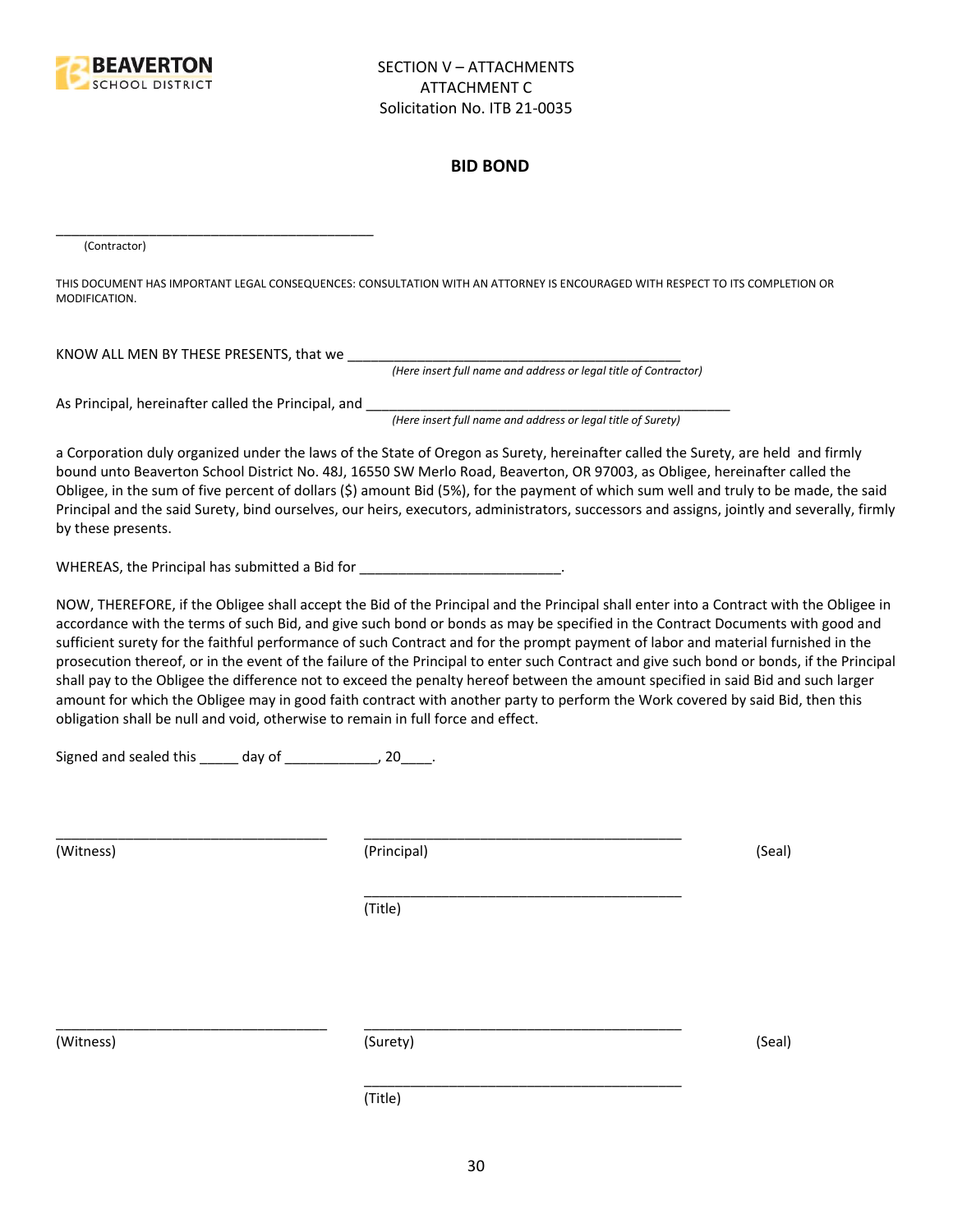SECTION V – ATTACHMENTS
ATTACHMENT C
Solicitation No. ITB 21-0035

## BID BOND

\_\_\_\_\_\_\_\_\_\_\_\_\_\_\_\_\_\_\_\_\_\_\_\_\_\_\_\_\_\_\_\_\_\_\_\_\_\_\_\_\_\_\_\_
(Contractor)

THIS DOCUMENT HAS IMPORTANT LEGAL CONSEQUENCES: CONSULTATION WITH AN ATTORNEY IS ENCOURAGED WITH RESPECT TO ITS COMPLETION OR MODIFICATION.

KNOW ALL MEN BY THESE PRESENTS, that we \_\_\_\_\_\_\_\_\_\_\_\_\_\_\_\_\_\_\_\_\_\_\_\_\_\_\_\_\_\_\_\_\_\_\_\_\_\_\_\_\_\_\_\_
*(Here insert full name and address or legal title of Contractor)*

As Principal, hereinafter called the Principal, and \_\_\_\_\_\_\_\_\_\_\_\_\_\_\_\_\_\_\_\_\_\_\_\_\_\_\_\_\_\_\_\_\_\_\_\_\_\_\_\_\_\_\_\_\_\_\_\_
*(Here insert full name and address or legal title of Surety)*

a Corporation duly organized under the laws of the State of Oregon as Surety, hereinafter called the Surety, are held and firmly bound unto Beaverton School District No. 48J, 16550 SW Merlo Road, Beaverton, OR 97003, as Obligee, hereinafter called the Obligee, in the sum of five percent of dollars ($) amount Bid (5%), for the payment of which sum well and truly to be made, the said Principal and the said Surety, bind ourselves, our heirs, executors, administrators, successors and assigns, jointly and severally, firmly by these presents.

WHEREAS, the Principal has submitted a Bid for \_\_\_\_\_\_\_\_\_\_\_\_\_\_\_\_\_\_\_\_\_\_\_\_\_\_.

NOW, THEREFORE, if the Obligee shall accept the Bid of the Principal and the Principal shall enter into a Contract with the Obligee in accordance with the terms of such Bid, and give such bond or bonds as may be specified in the Contract Documents with good and sufficient surety for the faithful performance of such Contract and for the prompt payment of labor and material furnished in the prosecution thereof, or in the event of the failure of the Principal to enter such Contract and give such bond or bonds, if the Principal shall pay to the Obligee the difference not to exceed the penalty hereof between the amount specified in said Bid and such larger amount for which the Obligee may in good faith contract with another party to perform the Work covered by said Bid, then this obligation shall be null and void, otherwise to remain in full force and effect.

Signed and sealed this \_\_\_\_\_ day of \_\_\_\_\_\_\_\_\_\_\_\_, 20\_\_\_\_.

\_\_\_\_\_\_\_\_\_\_\_\_\_\_\_\_\_\_\_\_\_\_\_\_\_\_\_\_\_\_\_\_\_\_\_ \_\_\_\_\_\_\_\_\_\_\_\_\_\_\_\_\_\_\_\_\_\_\_\_\_\_\_\_\_\_\_\_\_\_\_\_\_\_\_\_\_
(Witness) (Principal) (Seal)

\_\_\_\_\_\_\_\_\_\_\_\_\_\_\_\_\_\_\_\_\_\_\_\_\_\_\_\_\_\_\_\_\_\_\_\_\_\_\_\_\_
(Title)

\_\_\_\_\_\_\_\_\_\_\_\_\_\_\_\_\_\_\_\_\_\_\_\_\_\_\_\_\_\_\_\_\_\_\_ \_\_\_\_\_\_\_\_\_\_\_\_\_\_\_\_\_\_\_\_\_\_\_\_\_\_\_\_\_\_\_\_\_\_\_\_\_\_\_\_\_
(Witness) (Surety) (Seal)

\_\_\_\_\_\_\_\_\_\_\_\_\_\_\_\_\_\_\_\_\_\_\_\_\_\_\_\_\_\_\_\_\_\_\_\_\_\_\_\_\_
(Title)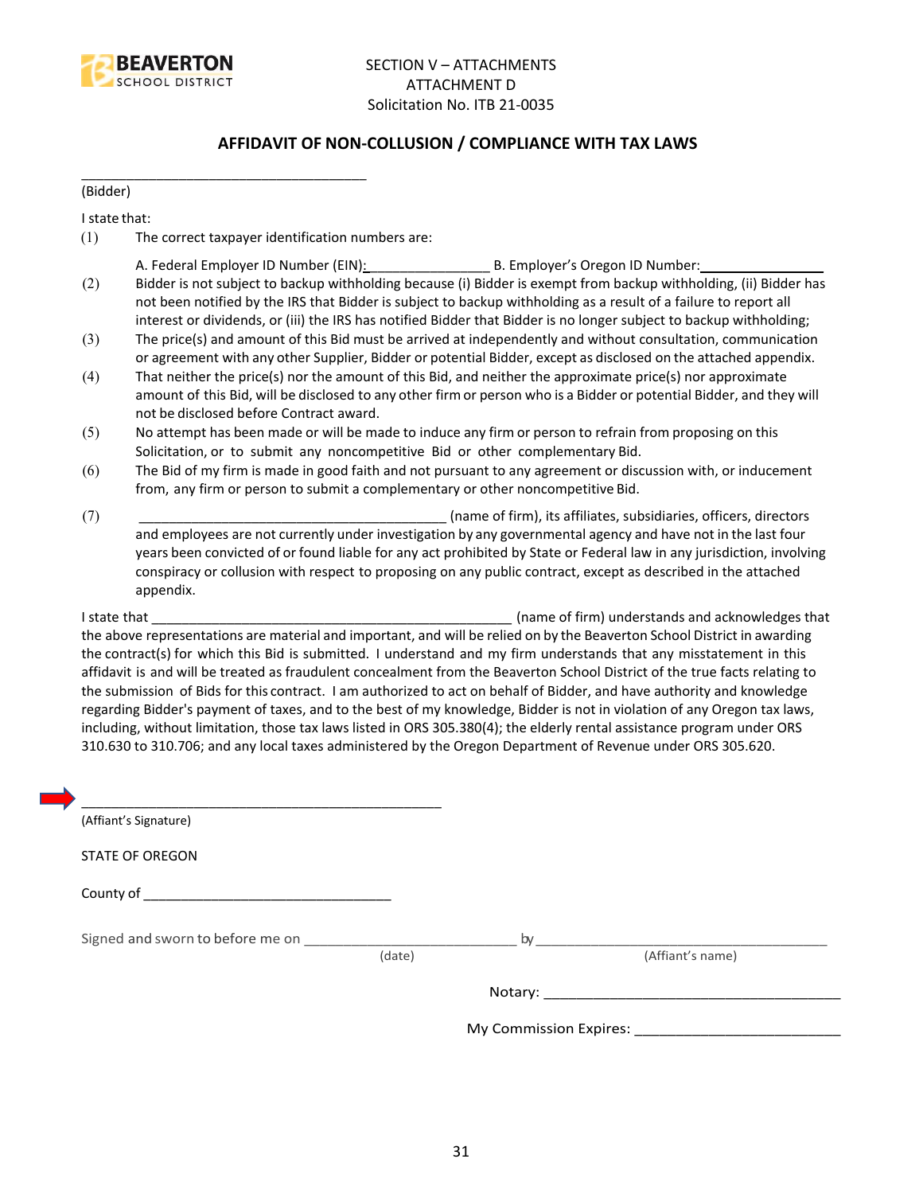SECTION V – ATTACHMENTS
ATTACHMENT D
Solicitation No. ITB 21-0035

## AFFIDAVIT OF NON-COLLUSION / COMPLIANCE WITH TAX LAWS

______________________________________
(Bidder)

I state that:

(1) The correct taxpayer identification numbers are:

A. Federal Employer ID Number (EIN):_________________ B. Employer's Oregon ID Number:________________

(2) Bidder is not subject to backup withholding because (i) Bidder is exempt from backup withholding, (ii) Bidder has not been notified by the IRS that Bidder is subject to backup withholding as a result of a failure to report all interest or dividends, or (iii) the IRS has notified Bidder that Bidder is no longer subject to backup withholding;

(3) The price(s) and amount of this Bid must be arrived at independently and without consultation, communication or agreement with any other Supplier, Bidder or potential Bidder, except as disclosed on the attached appendix.

(4) That neither the price(s) nor the amount of this Bid, and neither the approximate price(s) nor approximate amount of this Bid, will be disclosed to any other firm or person who is a Bidder or potential Bidder, and they will not be disclosed before Contract award.

(5) No attempt has been made or will be made to induce any firm or person to refrain from proposing on this Solicitation, or to submit any noncompetitive Bid or other complementary Bid.

(6) The Bid of my firm is made in good faith and not pursuant to any agreement or discussion with, or inducement from, any firm or person to submit a complementary or other noncompetitive Bid.

(7) ________________________________________ (name of firm), its affiliates, subsidiaries, officers, directors and employees are not currently under investigation by any governmental agency and have not in the last four years been convicted of or found liable for any act prohibited by State or Federal law in any jurisdiction, involving conspiracy or collusion with respect to proposing on any public contract, except as described in the attached appendix.

I state that __________________________________________________ (name of firm) understands and acknowledges that the above representations are material and important, and will be relied on by the Beaverton School District in awarding the contract(s) for which this Bid is submitted. I understand and my firm understands that any misstatement in this affidavit is and will be treated as fraudulent concealment from the Beaverton School District of the true facts relating to the submission of Bids for this contract. I am authorized to act on behalf of Bidder, and have authority and knowledge regarding Bidder's payment of taxes, and to the best of my knowledge, Bidder is not in violation of any Oregon tax laws, including, without limitation, those tax laws listed in ORS 305.380(4); the elderly rental assistance program under ORS 310.630 to 310.706; and any local taxes administered by the Oregon Department of Revenue under ORS 305.620.

__________________________________________________
(Affiant's Signature)

STATE OF OREGON

County of ________________________________

Signed and sworn to before me on ____________________________ by ______________________________________
(date) (Affiant's name)

Notary: ______________________________________

My Commission Expires: __________________________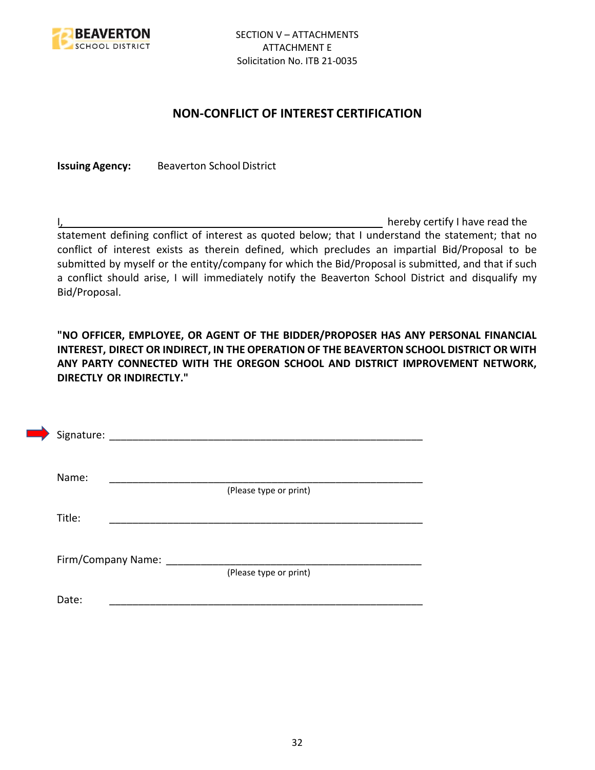SECTION V – ATTACHMENTS
ATTACHMENT E
Solicitation No. ITB 21-0035

## NON-CONFLICT OF INTEREST CERTIFICATION

**Issuing Agency:** Beaverton School District

I,\_\_\_\_\_\_\_\_\_\_\_\_\_\_\_\_\_\_\_\_\_\_\_\_\_\_\_\_\_\_\_\_\_\_\_\_\_\_\_\_\_\_\_\_\_\_\_\_\_\_ hereby certify I have read the statement defining conflict of interest as quoted below; that I understand the statement; that no conflict of interest exists as therein defined, which precludes an impartial Bid/Proposal to be submitted by myself or the entity/company for which the Bid/Proposal is submitted, and that if such a conflict should arise, I will immediately notify the Beaverton School District and disqualify my Bid/Proposal.

**"NO OFFICER, EMPLOYEE, OR AGENT OF THE BIDDER/PROPOSER HAS ANY PERSONAL FINANCIAL INTEREST, DIRECT OR INDIRECT, IN THE OPERATION OF THE BEAVERTON SCHOOL DISTRICT OR WITH ANY PARTY CONNECTED WITH THE OREGON SCHOOL AND DISTRICT IMPROVEMENT NETWORK, DIRECTLY OR INDIRECTLY."**

Signature: \_\_\_\_\_\_\_\_\_\_\_\_\_\_\_\_\_\_\_\_\_\_\_\_\_\_\_\_\_\_\_\_\_\_\_\_\_\_\_\_\_\_\_\_\_\_\_\_\_\_

Name: \_\_\_\_\_\_\_\_\_\_\_\_\_\_\_\_\_\_\_\_\_\_\_\_\_\_\_\_\_\_\_\_\_\_\_\_\_\_\_\_\_\_\_\_\_\_\_\_\_\_
(Please type or print)

Title: \_\_\_\_\_\_\_\_\_\_\_\_\_\_\_\_\_\_\_\_\_\_\_\_\_\_\_\_\_\_\_\_\_\_\_\_\_\_\_\_\_\_\_\_\_\_\_\_\_\_

Firm/Company Name: \_\_\_\_\_\_\_\_\_\_\_\_\_\_\_\_\_\_\_\_\_\_\_\_\_\_\_\_\_\_\_\_\_\_\_\_\_\_\_\_\_\_
(Please type or print)

Date: \_\_\_\_\_\_\_\_\_\_\_\_\_\_\_\_\_\_\_\_\_\_\_\_\_\_\_\_\_\_\_\_\_\_\_\_\_\_\_\_\_\_\_\_\_\_\_\_\_\_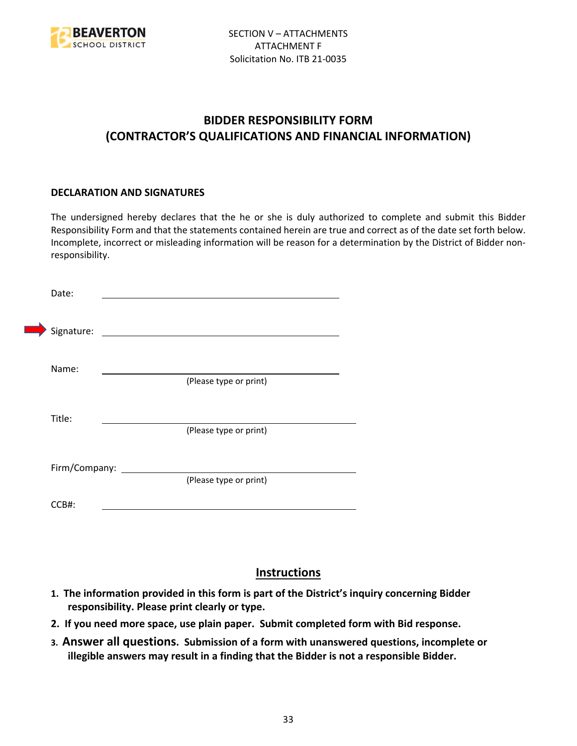SECTION V – ATTACHMENTS
ATTACHMENT F
Solicitation No. ITB 21-0035

# BIDDER RESPONSIBILITY FORM
# (CONTRACTOR'S QUALIFICATIONS AND FINANCIAL INFORMATION)

**DECLARATION AND SIGNATURES**

The undersigned hereby declares that the he or she is duly authorized to complete and submit this Bidder Responsibility Form and that the statements contained herein are true and correct as of the date set forth below. Incomplete, incorrect or misleading information will be reason for a determination by the District of Bidder non-responsibility.

Date: ______________________________

Signature: ______________________________

Name: ______________________________
(Please type or print)

Title: ______________________________
(Please type or print)

Firm/Company: ______________________________
(Please type or print)

CCB#: ______________________________

## Instructions

1. **The information provided in this form is part of the District's inquiry concerning Bidder responsibility. Please print clearly or type.**
2. **If you need more space, use plain paper. Submit completed form with Bid response.**
3. **Answer all questions. Submission of a form with unanswered questions, incomplete or illegible answers may result in a finding that the Bidder is not a responsible Bidder.**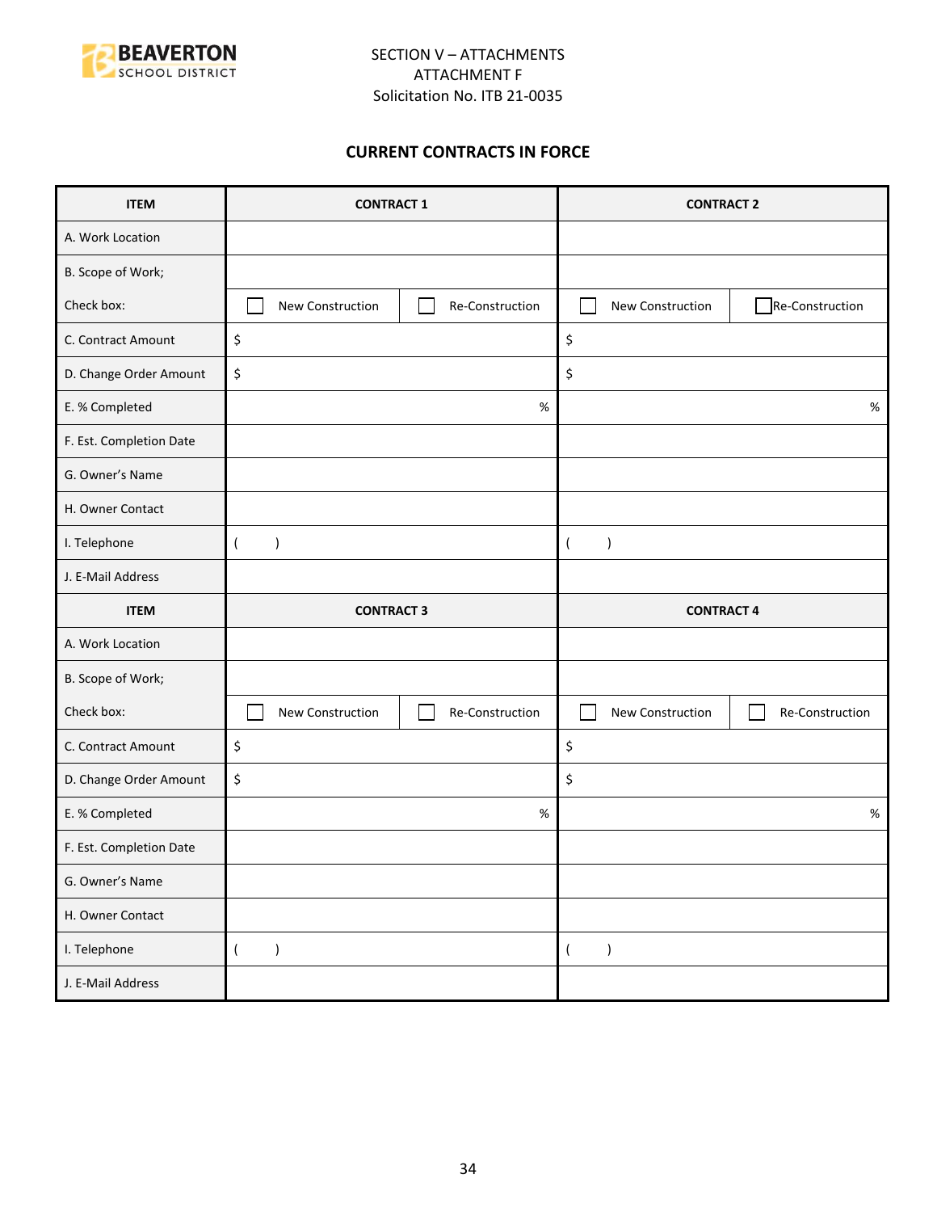SECTION V – ATTACHMENTS
ATTACHMENT F
Solicitation No. ITB 21-0035

## CURRENT CONTRACTS IN FORCE

| ITEM | CONTRACT 1 | | CONTRACT 2 | |
|---|---|---|---|---|
| A. Work Location | | | | |
| B. Scope of Work; | | | | |
| Check box: | ☐ New Construction | ☐ Re-Construction | ☐ New Construction | ☐ Re-Construction |
| C. Contract Amount | $ | | $ | |
| D. Change Order Amount | $ | | $ | |
| E. % Completed | % | | % | |
| F. Est. Completion Date | | | | |
| G. Owner's Name | | | | |
| H. Owner Contact | | | | |
| I. Telephone | ( ) | | ( ) | |
| J. E-Mail Address | | | | |
| **ITEM** | **CONTRACT 3** | | **CONTRACT 4** | |
| A. Work Location | | | | |
| B. Scope of Work; | | | | |
| Check box: | ☐ New Construction | ☐ Re-Construction | ☐ New Construction | ☐ Re-Construction |
| C. Contract Amount | $ | | $ | |
| D. Change Order Amount | $ | | $ | |
| E. % Completed | % | | % | |
| F. Est. Completion Date | | | | |
| G. Owner's Name | | | | |
| H. Owner Contact | | | | |
| I. Telephone | ( ) | | ( ) | |
| J. E-Mail Address | | | | |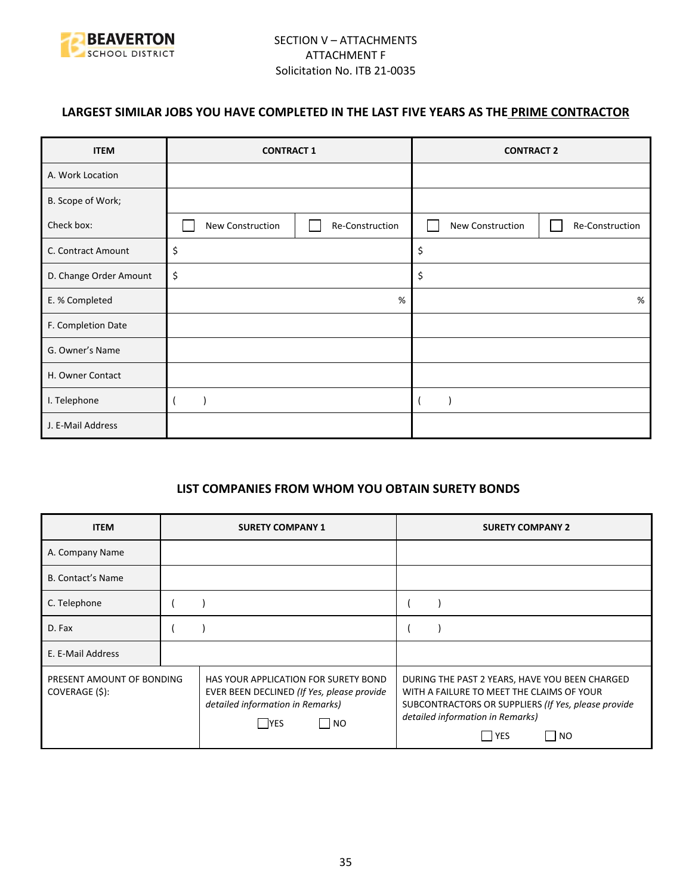SECTION V – ATTACHMENTS
ATTACHMENT F
Solicitation No. ITB 21-0035

### LARGEST SIMILAR JOBS YOU HAVE COMPLETED IN THE LAST FIVE YEARS AS THE PRIME CONTRACTOR

| ITEM | CONTRACT 1 | | CONTRACT 2 | |
|---|---|---|---|---|
| A. Work Location | | | | |
| B. Scope of Work; | | | | |
| Check box: | ☐ New Construction | ☐ Re-Construction | ☐ New Construction | ☐ Re-Construction |
| C. Contract Amount | $ | | $ | |
| D. Change Order Amount | $ | | $ | |
| E. % Completed | % | | % | |
| F. Completion Date | | | | |
| G. Owner's Name | | | | |
| H. Owner Contact | | | | |
| I. Telephone | (   ) | | (   ) | |
| J. E-Mail Address | | | | |

### LIST COMPANIES FROM WHOM YOU OBTAIN SURETY BONDS

| ITEM | SURETY COMPANY 1 | SURETY COMPANY 2 |
|---|---|---|
| A. Company Name | | |
| B. Contact's Name | | |
| C. Telephone | (   ) | (   ) |
| D. Fax | (   ) | (   ) |
| E. E-Mail Address | | |
| PRESENT AMOUNT OF BONDING COVERAGE ($): | HAS YOUR APPLICATION FOR SURETY BOND EVER BEEN DECLINED *(If Yes, please provide detailed information in Remarks)* ☐ YES ☐ NO | DURING THE PAST 2 YEARS, HAVE YOU BEEN CHARGED WITH A FAILURE TO MEET THE CLAIMS OF YOUR SUBCONTRACTORS OR SUPPLIERS *(If Yes, please provide detailed information in Remarks)* ☐ YES ☐ NO |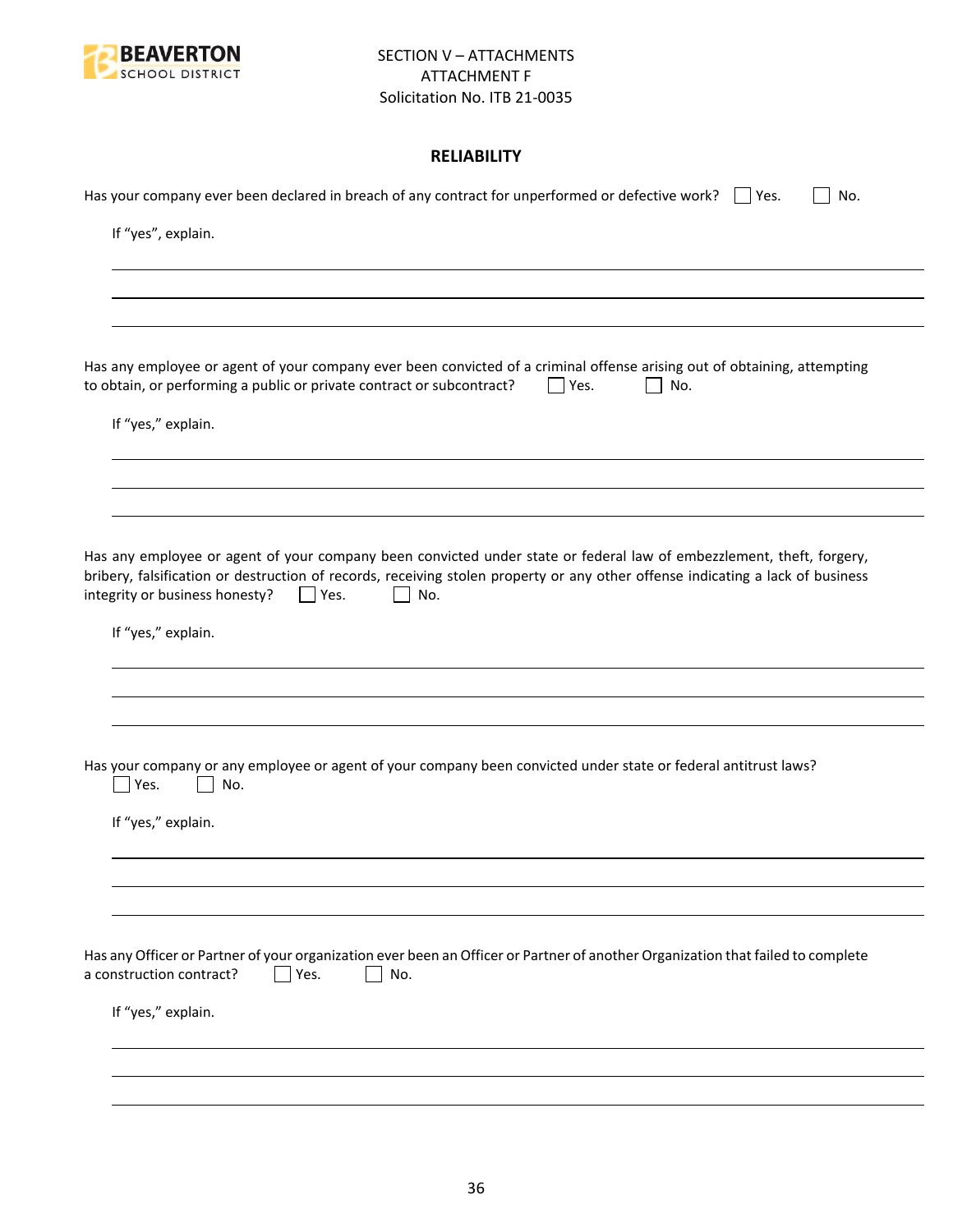SECTION V – ATTACHMENTS
ATTACHMENT F
Solicitation No. ITB 21-0035

## RELIABILITY

Has your company ever been declared in breach of any contract for unperformed or defective work? ☐ Yes. ☐ No.

If "yes", explain.

_______________________________________________

_______________________________________________

_______________________________________________

Has any employee or agent of your company ever been convicted of a criminal offense arising out of obtaining, attempting to obtain, or performing a public or private contract or subcontract? ☐ Yes. ☐ No.

If "yes," explain.

_______________________________________________

_______________________________________________

_______________________________________________

Has any employee or agent of your company been convicted under state or federal law of embezzlement, theft, forgery, bribery, falsification or destruction of records, receiving stolen property or any other offense indicating a lack of business integrity or business honesty? ☐ Yes. ☐ No.

If "yes," explain.

_______________________________________________

_______________________________________________

_______________________________________________

Has your company or any employee or agent of your company been convicted under state or federal antitrust laws?
☐ Yes. ☐ No.

If "yes," explain.

_______________________________________________

_______________________________________________

_______________________________________________

Has any Officer or Partner of your organization ever been an Officer or Partner of another Organization that failed to complete a construction contract? ☐ Yes. ☐ No.

If "yes," explain.

_______________________________________________

_______________________________________________

_______________________________________________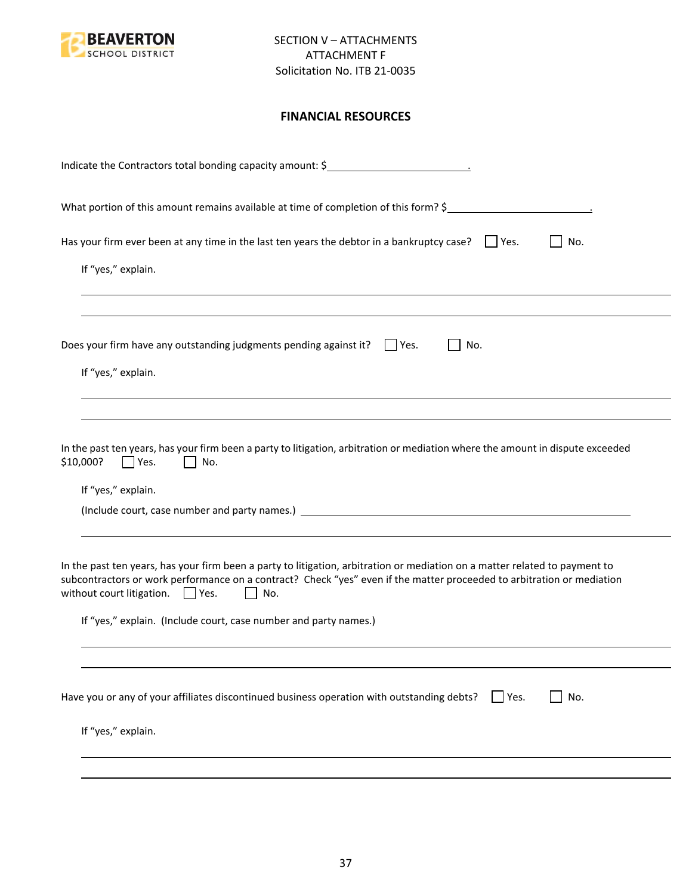SECTION V – ATTACHMENTS
ATTACHMENT F
Solicitation No. ITB 21-0035

**FINANCIAL RESOURCES**

Indicate the Contractors total bonding capacity amount: $________________________.

What portion of this amount remains available at time of completion of this form? $________________________.

Has your firm ever been at any time in the last ten years the debtor in a bankruptcy case? ☐ Yes. ☐ No.

If "yes," explain.

________________________________________________________________________________

________________________________________________________________________________

Does your firm have any outstanding judgments pending against it? ☐ Yes. ☐ No.

If "yes," explain.

________________________________________________________________________________

________________________________________________________________________________

In the past ten years, has your firm been a party to litigation, arbitration or mediation where the amount in dispute exceeded $10,000? ☐ Yes. ☐ No.

If "yes," explain.

(Include court, case number and party names.) ____________________________________________

________________________________________________________________________________

In the past ten years, has your firm been a party to litigation, arbitration or mediation on a matter related to payment to subcontractors or work performance on a contract? Check "yes" even if the matter proceeded to arbitration or mediation without court litigation. ☐ Yes. ☐ No.

If "yes," explain. (Include court, case number and party names.)

________________________________________________________________________________

________________________________________________________________________________

Have you or any of your affiliates discontinued business operation with outstanding debts? ☐ Yes. ☐ No.

If "yes," explain.

________________________________________________________________________________

________________________________________________________________________________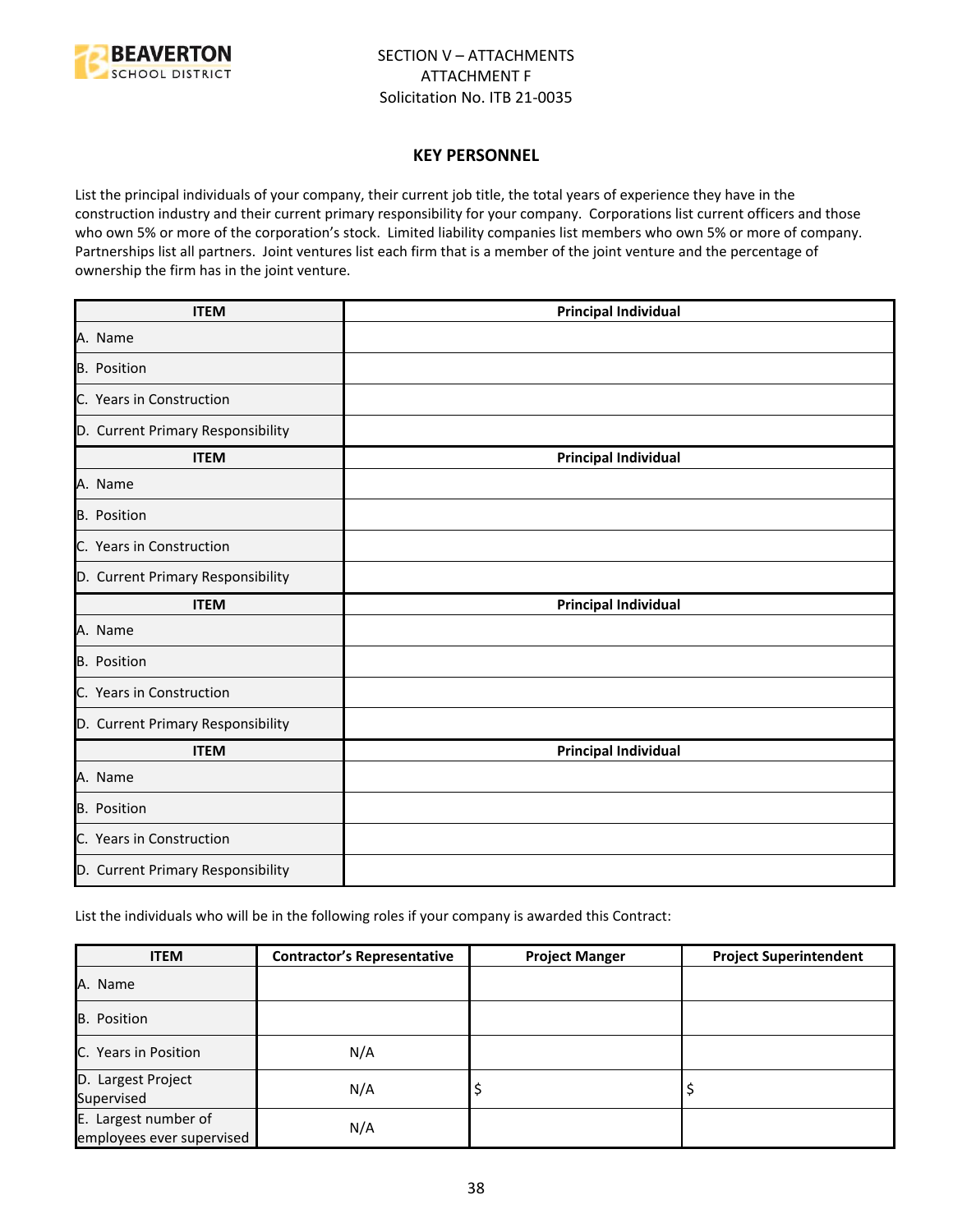SECTION V – ATTACHMENTS
ATTACHMENT F
Solicitation No. ITB 21-0035

## KEY PERSONNEL

List the principal individuals of your company, their current job title, the total years of experience they have in the construction industry and their current primary responsibility for your company. Corporations list current officers and those who own 5% or more of the corporation's stock. Limited liability companies list members who own 5% or more of company. Partnerships list all partners. Joint ventures list each firm that is a member of the joint venture and the percentage of ownership the firm has in the joint venture.

| ITEM | Principal Individual |
|---|---|
| A. Name | |
| B. Position | |
| C. Years in Construction | |
| D. Current Primary Responsibility | |
| **ITEM** | **Principal Individual** |
| A. Name | |
| B. Position | |
| C. Years in Construction | |
| D. Current Primary Responsibility | |
| **ITEM** | **Principal Individual** |
| A. Name | |
| B. Position | |
| C. Years in Construction | |
| D. Current Primary Responsibility | |
| **ITEM** | **Principal Individual** |
| A. Name | |
| B. Position | |
| C. Years in Construction | |
| D. Current Primary Responsibility | |

List the individuals who will be in the following roles if your company is awarded this Contract:

| ITEM | Contractor's Representative | Project Manger | Project Superintendent |
|---|---|---|---|
| A. Name | | | |
| B. Position | | | |
| C. Years in Position | N/A | | |
| D. Largest Project Supervised | N/A | $ | $ |
| E. Largest number of employees ever supervised | N/A | | |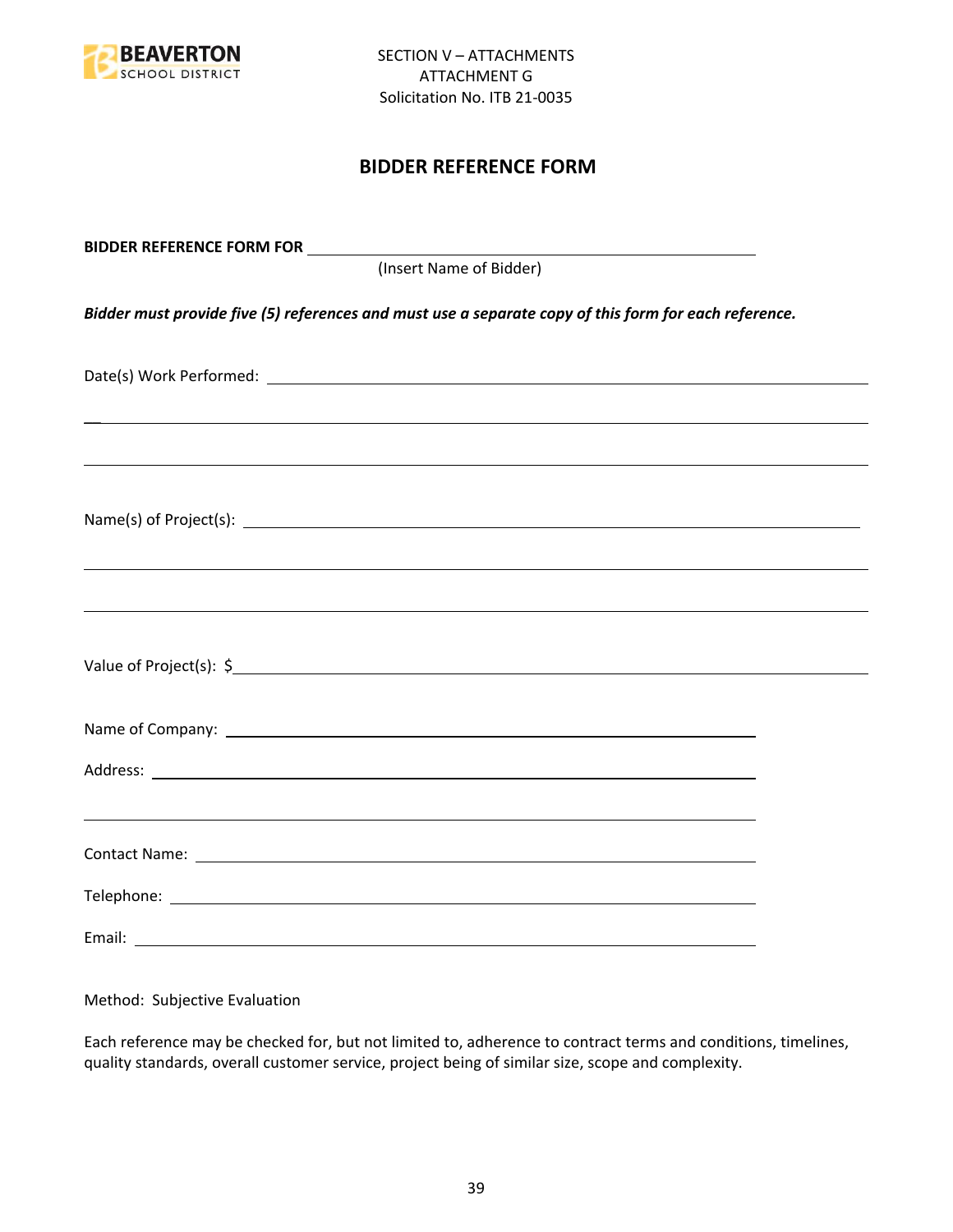SECTION V – ATTACHMENTS
ATTACHMENT G
Solicitation No. ITB 21-0035

# BIDDER REFERENCE FORM

**BIDDER REFERENCE FORM FOR** ______________________________________________
(Insert Name of Bidder)

***Bidder must provide five (5) references and must use a separate copy of this form for each reference.***

Date(s) Work Performed: ____________________________________________________________

__________________________________________________________________________________

__________________________________________________________________________________

Name(s) of Project(s): _____________________________________________________________

__________________________________________________________________________________

__________________________________________________________________________________

Value of Project(s): $______________________________________________________________

Name of Company: ___________________________________________________

Address: __________________________________________________________

__________________________________________________________________

Contact Name: ______________________________________________________

Telephone: ________________________________________________________

Email: ____________________________________________________________

Method: Subjective Evaluation

Each reference may be checked for, but not limited to, adherence to contract terms and conditions, timelines, quality standards, overall customer service, project being of similar size, scope and complexity.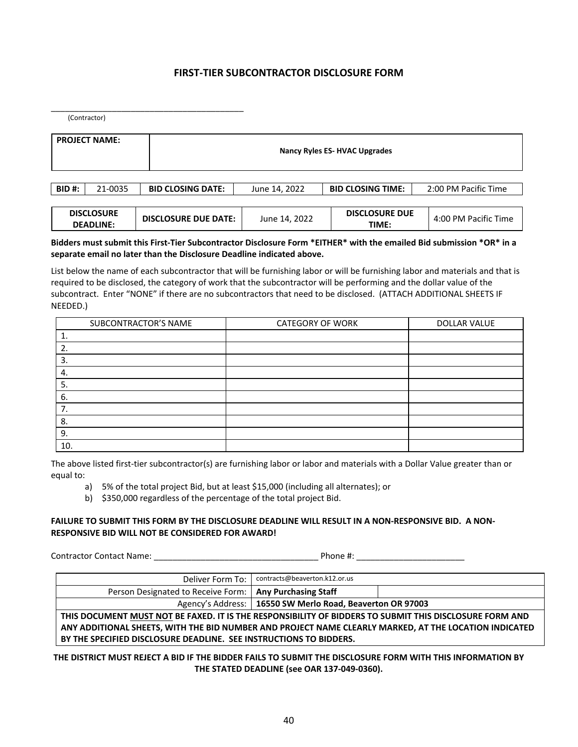# FIRST-TIER SUBCONTRACTOR DISCLOSURE FORM

\_\_\_\_\_\_\_\_\_\_\_\_\_\_\_\_\_\_\_\_\_\_\_\_\_\_\_\_\_\_\_\_\_\_\_\_\_\_\_\_\_\_

(Contractor)

| | |
|---|---|
| **PROJECT NAME:** | **Nancy Ryles ES- HVAC Upgrades** |

| | | | | | |
|---|---|---|---|---|---|
| **BID #:** | 21-0035 | **BID CLOSING DATE:** | June 14, 2022 | **BID CLOSING TIME:** | 2:00 PM Pacific Time |

| | | | | |
|---|---|---|---|---|
| **DISCLOSURE DEADLINE:** | **DISCLOSURE DUE DATE:** | June 14, 2022 | **DISCLOSURE DUE TIME:** | 4:00 PM Pacific Time |

**Bidders must submit this First-Tier Subcontractor Disclosure Form \*EITHER\* with the emailed Bid submission \*OR\* in a separate email no later than the Disclosure Deadline indicated above.**

List below the name of each subcontractor that will be furnishing labor or will be furnishing labor and materials and that is required to be disclosed, the category of work that the subcontractor will be performing and the dollar value of the subcontract. Enter "NONE" if there are no subcontractors that need to be disclosed. (ATTACH ADDITIONAL SHEETS IF NEEDED.)

| SUBCONTRACTOR'S NAME | CATEGORY OF WORK | DOLLAR VALUE |
|---|---|---|
| 1. | | |
| 2. | | |
| 3. | | |
| 4. | | |
| 5. | | |
| 6. | | |
| 7. | | |
| 8. | | |
| 9. | | |
| 10. | | |

The above listed first-tier subcontractor(s) are furnishing labor or labor and materials with a Dollar Value greater than or equal to:

a) 5% of the total project Bid, but at least $15,000 (including all alternates); or
b) $350,000 regardless of the percentage of the total project Bid.

**FAILURE TO SUBMIT THIS FORM BY THE DISCLOSURE DEADLINE WILL RESULT IN A NON-RESPONSIVE BID. A NON-RESPONSIVE BID WILL NOT BE CONSIDERED FOR AWARD!**

Contractor Contact Name: \_\_\_\_\_\_\_\_\_\_\_\_\_\_\_\_\_\_\_\_\_\_\_\_\_\_\_\_\_\_\_\_\_\_\_ Phone #: \_\_\_\_\_\_\_\_\_\_\_\_\_\_\_\_\_\_\_\_\_\_\_

| | | |
|---|---|---|
| Deliver Form To: | contracts@beaverton.k12.or.us | |
| Person Designated to Receive Form: | **Any Purchasing Staff** | |
| Agency's Address: | **16550 SW Merlo Road, Beaverton OR 97003** | |

**THIS DOCUMENT MUST NOT BE FAXED. IT IS THE RESPONSIBILITY OF BIDDERS TO SUBMIT THIS DISCLOSURE FORM AND ANY ADDITIONAL SHEETS, WITH THE BID NUMBER AND PROJECT NAME CLEARLY MARKED, AT THE LOCATION INDICATED BY THE SPECIFIED DISCLOSURE DEADLINE. SEE INSTRUCTIONS TO BIDDERS.**

**THE DISTRICT MUST REJECT A BID IF THE BIDDER FAILS TO SUBMIT THE DISCLOSURE FORM WITH THIS INFORMATION BY THE STATED DEADLINE (see OAR 137-049-0360).**